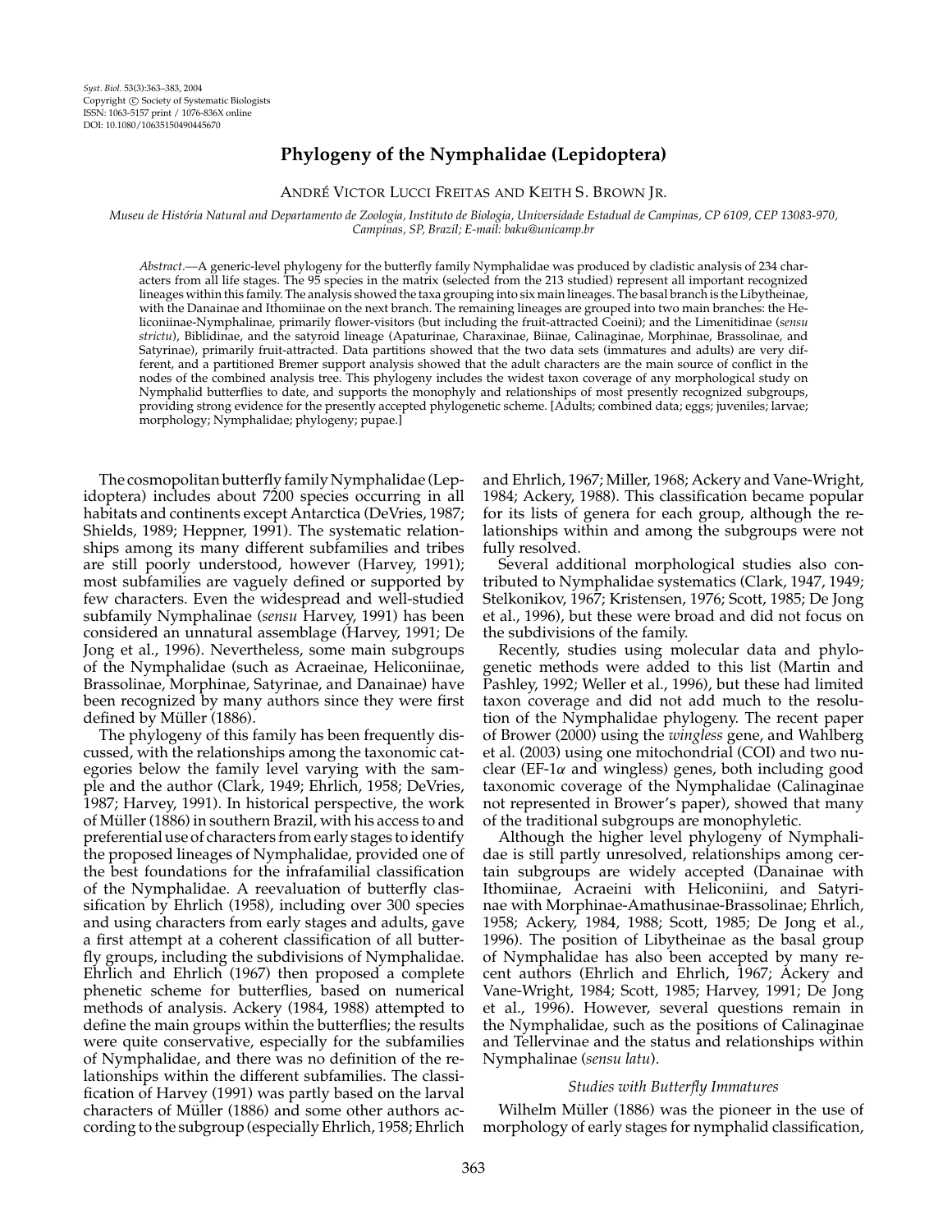# Phylogeny of the Nymphalidae (Lepidoptera)

André Victor Lucci Freitas and Keith S. Brown Jr.

*Museu de História Natural and Departamento de Zoologia, Instituto de Biologia, Universidade Estadual de Campinas, CP 6109, CEP 13083-970, Campinas, SP, Brazil; E-mail: baku@unicamp.br*

*Abstract*.—A generic-level phylogeny for the butterfly family Nymphalidae was produced by cladistic analysis of 234 characters from all life stages. The 95 species in the matrix (selected from the 213 studied) represent all important recognized lineages within this family. The analysis showed the taxa grouping into six main lineages. The basal branch is the Libytheinae, with the Danainae and Ithomiinae on the next branch. The remaining lineages are grouped into two main branches: the Heliconiinae-Nymphalinae, primarily flower-visitors (but including the fruit-attracted Coeini); and the Limenitidinae (*sensu strictu*), Biblidinae, and the satyroid lineage (Apaturinae, Charaxinae, Biinae, Calinaginae, Morphinae, Brassolinae, and Satyrinae), primarily fruit-attracted. Data partitions showed that the two data sets (immatures and adults) are very different, and a partitioned Bremer support analysis showed that the adult characters are the main source of conflict in the nodes of the combined analysis tree. This phylogeny includes the widest taxon coverage of any morphological study on Nymphalid butterflies to date, and supports the monophyly and relationships of most presently recognized subgroups, providing strong evidence for the presently accepted phylogenetic scheme. [Adults; combined data; eggs; juveniles; larvae; morphology; Nymphalidae; phylogeny; pupae.]

The cosmopolitan butterfly family Nymphalidae (Lepidoptera) includes about 7200 species occurring in all habitats and continents except Antarctica (DeVries, 1987; Shields, 1989; Heppner, 1991). The systematic relationships among its many different subfamilies and tribes are still poorly understood, however (Harvey, 1991); most subfamilies are vaguely defined or supported by few characters. Even the widespread and well-studied subfamily Nymphalinae (*sensu* Harvey, 1991) has been considered an unnatural assemblage (Harvey, 1991; De Jong et al., 1996). Nevertheless, some main subgroups of the Nymphalidae (such as Acraeinae, Heliconiinae, Brassolinae, Morphinae, Satyrinae, and Danainae) have been recognized by many authors since they were first defined by Müller (1886).

The phylogeny of this family has been frequently discussed, with the relationships among the taxonomic categories below the family level varying with the sample and the author (Clark, 1949; Ehrlich, 1958; DeVries, 1987; Harvey, 1991). In historical perspective, the work of Müller (1886) in southern Brazil, with his access to and preferential use of characters from early stages to identify the proposed lineages of Nymphalidae, provided one of the best foundations for the infrafamilial classification of the Nymphalidae. A reevaluation of butterfly classification by Ehrlich (1958), including over 300 species and using characters from early stages and adults, gave a first attempt at a coherent classification of all butterfly groups, including the subdivisions of Nymphalidae. Ehrlich and Ehrlich (1967) then proposed a complete phenetic scheme for butterflies, based on numerical methods of analysis. Ackery (1984, 1988) attempted to define the main groups within the butterflies; the results were quite conservative, especially for the subfamilies of Nymphalidae, and there was no definition of the relationships within the different subfamilies. The classification of Harvey (1991) was partly based on the larval characters of Müller (1886) and some other authors according to the subgroup (especially Ehrlich, 1958; Ehrlich and Ehrlich, 1967; Miller, 1968; Ackery and Vane-Wright, 1984; Ackery, 1988). This classification became popular for its lists of genera for each group, although the relationships within and among the subgroups were not fully resolved.

Several additional morphological studies also contributed to Nymphalidae systematics (Clark, 1947, 1949; Stelkonikov, 1967; Kristensen, 1976; Scott, 1985; De Jong et al., 1996), but these were broad and did not focus on the subdivisions of the family.

Recently, studies using molecular data and phylogenetic methods were added to this list (Martin and Pashley, 1992; Weller et al., 1996), but these had limited taxon coverage and did not add much to the resolution of the Nymphalidae phylogeny. The recent paper of Brower (2000) using the *wingless* gene, and Wahlberg et al. (2003) using one mitochondrial (COI) and two nuclear (EF-1$\alpha$ and wingless) genes, both including good taxonomic coverage of the Nymphalidae (Calinaginae not represented in Brower's paper), showed that many of the traditional subgroups are monophyletic.

Although the higher level phylogeny of Nymphalidae is still partly unresolved, relationships among certain subgroups are widely accepted (Danainae with Ithomiinae, Acraeini with Heliconiini, and Satyrinae with Morphinae-Amathusinae-Brassolinae; Ehrlich, 1958; Ackery, 1984, 1988; Scott, 1985; De Jong et al., 1996). The position of Libytheinae as the basal group of Nymphalidae has also been accepted by many recent authors (Ehrlich and Ehrlich, 1967; Ackery and Vane-Wright, 1984; Scott, 1985; Harvey, 1991; De Jong et al., 1996). However, several questions remain in the Nymphalidae, such as the positions of Calinaginae and Tellervinae and the status and relationships within Nymphalinae (*sensu latu*).

### *Studies with Butterfly Immatures*

Wilhelm Müller (1886) was the pioneer in the use of morphology of early stages for nymphalid classification,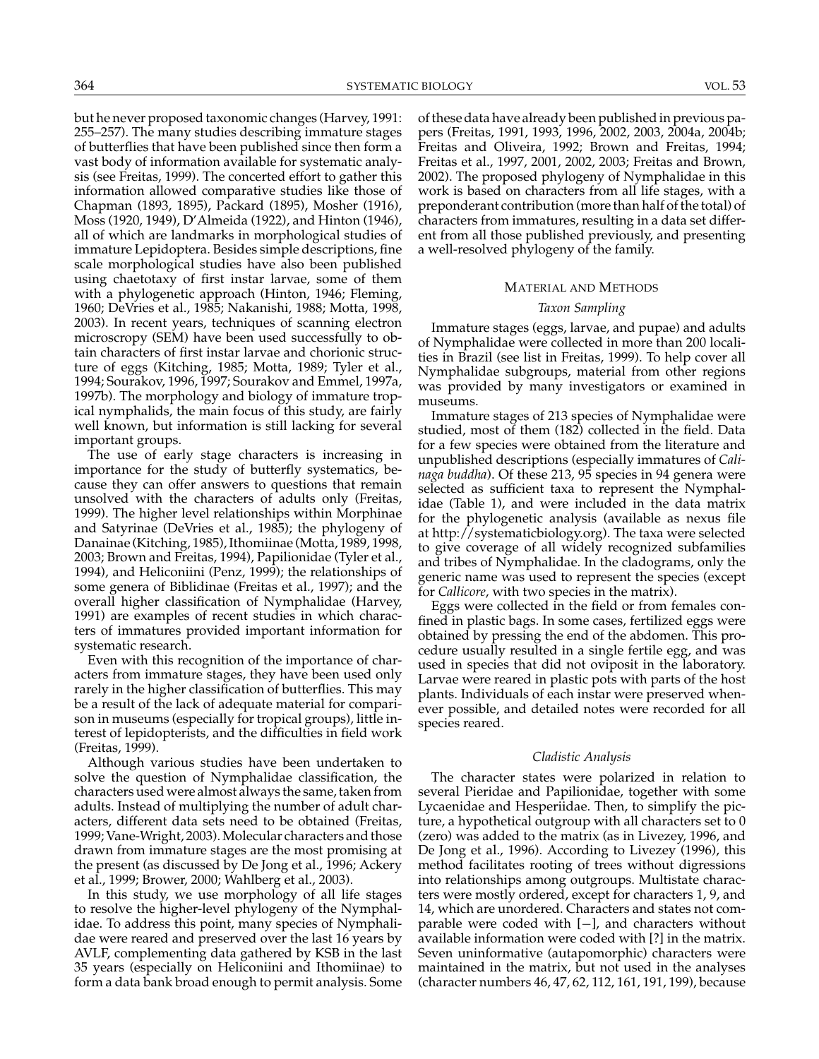but he never proposed taxonomic changes (Harvey, 1991: 255–257). The many studies describing immature stages of butterflies that have been published since then form a vast body of information available for systematic analysis (see Freitas, 1999). The concerted effort to gather this information allowed comparative studies like those of Chapman (1893, 1895), Packard (1895), Mosher (1916), Moss (1920, 1949), D'Almeida (1922), and Hinton (1946), all of which are landmarks in morphological studies of immature Lepidoptera. Besides simple descriptions, fine scale morphological studies have also been published using chaetotaxy of first instar larvae, some of them with a phylogenetic approach (Hinton, 1946; Fleming, 1960; DeVries et al., 1985; Nakanishi, 1988; Motta, 1998, 2003). In recent years, techniques of scanning electron microscropy (SEM) have been used successfully to obtain characters of first instar larvae and chorionic structure of eggs (Kitching, 1985; Motta, 1989; Tyler et al., 1994; Sourakov, 1996, 1997; Sourakov and Emmel, 1997a, 1997b). The morphology and biology of immature tropical nymphalids, the main focus of this study, are fairly well known, but information is still lacking for several important groups.

The use of early stage characters is increasing in importance for the study of butterfly systematics, because they can offer answers to questions that remain unsolved with the characters of adults only (Freitas, 1999). The higher level relationships within Morphinae and Satyrinae (DeVries et al., 1985); the phylogeny of Danainae (Kitching, 1985), Ithomiinae (Motta, 1989, 1998, 2003; Brown and Freitas, 1994), Papilionidae (Tyler et al., 1994), and Heliconiini (Penz, 1999); the relationships of some genera of Biblidinae (Freitas et al., 1997); and the overall higher classification of Nymphalidae (Harvey, 1991) are examples of recent studies in which characters of immatures provided important information for systematic research.

Even with this recognition of the importance of characters from immature stages, they have been used only rarely in the higher classification of butterflies. This may be a result of the lack of adequate material for comparison in museums (especially for tropical groups), little interest of lepidopterists, and the difficulties in field work (Freitas, 1999).

Although various studies have been undertaken to solve the question of Nymphalidae classification, the characters used were almost always the same, taken from adults. Instead of multiplying the number of adult characters, different data sets need to be obtained (Freitas, 1999; Vane-Wright, 2003). Molecular characters and those drawn from immature stages are the most promising at the present (as discussed by De Jong et al., 1996; Ackery et al., 1999; Brower, 2000; Wahlberg et al., 2003).

In this study, we use morphology of all life stages to resolve the higher-level phylogeny of the Nymphalidae. To address this point, many species of Nymphalidae were reared and preserved over the last 16 years by AVLF, complementing data gathered by KSB in the last 35 years (especially on Heliconiini and Ithomiinae) to form a data bank broad enough to permit analysis. Some of these data have already been published in previous papers (Freitas, 1991, 1993, 1996, 2002, 2003, 2004a, 2004b; Freitas and Oliveira, 1992; Brown and Freitas, 1994; Freitas et al., 1997, 2001, 2002, 2003; Freitas and Brown, 2002). The proposed phylogeny of Nymphalidae in this work is based on characters from all life stages, with a preponderant contribution (more than half of the total) of characters from immatures, resulting in a data set different from all those published previously, and presenting a well-resolved phylogeny of the family.

## Material and Methods

### Taxon Sampling

Immature stages (eggs, larvae, and pupae) and adults of Nymphalidae were collected in more than 200 localities in Brazil (see list in Freitas, 1999). To help cover all Nymphalidae subgroups, material from other regions was provided by many investigators or examined in museums.

Immature stages of 213 species of Nymphalidae were studied, most of them (182) collected in the field. Data for a few species were obtained from the literature and unpublished descriptions (especially immatures of *Calinaga buddha*). Of these 213, 95 species in 94 genera were selected as sufficient taxa to represent the Nymphalidae (Table 1), and were included in the data matrix for the phylogenetic analysis (available as nexus file at http://systematicbiology.org). The taxa were selected to give coverage of all widely recognized subfamilies and tribes of Nymphalidae. In the cladograms, only the generic name was used to represent the species (except for *Callicore*, with two species in the matrix).

Eggs were collected in the field or from females confined in plastic bags. In some cases, fertilized eggs were obtained by pressing the end of the abdomen. This procedure usually resulted in a single fertile egg, and was used in species that did not oviposit in the laboratory. Larvae were reared in plastic pots with parts of the host plants. Individuals of each instar were preserved whenever possible, and detailed notes were recorded for all species reared.

### Cladistic Analysis

The character states were polarized in relation to several Pieridae and Papilionidae, together with some Lycaenidae and Hesperiidae. Then, to simplify the picture, a hypothetical outgroup with all characters set to 0 (zero) was added to the matrix (as in Livezey, 1996, and De Jong et al., 1996). According to Livezey (1996), this method facilitates rooting of trees without digressions into relationships among outgroups. Multistate characters were mostly ordered, except for characters 1, 9, and 14, which are unordered. Characters and states not comparable were coded with [−], and characters without available information were coded with [?] in the matrix. Seven uninformative (autapomorphic) characters were maintained in the matrix, but not used in the analyses (character numbers 46, 47, 62, 112, 161, 191, 199), because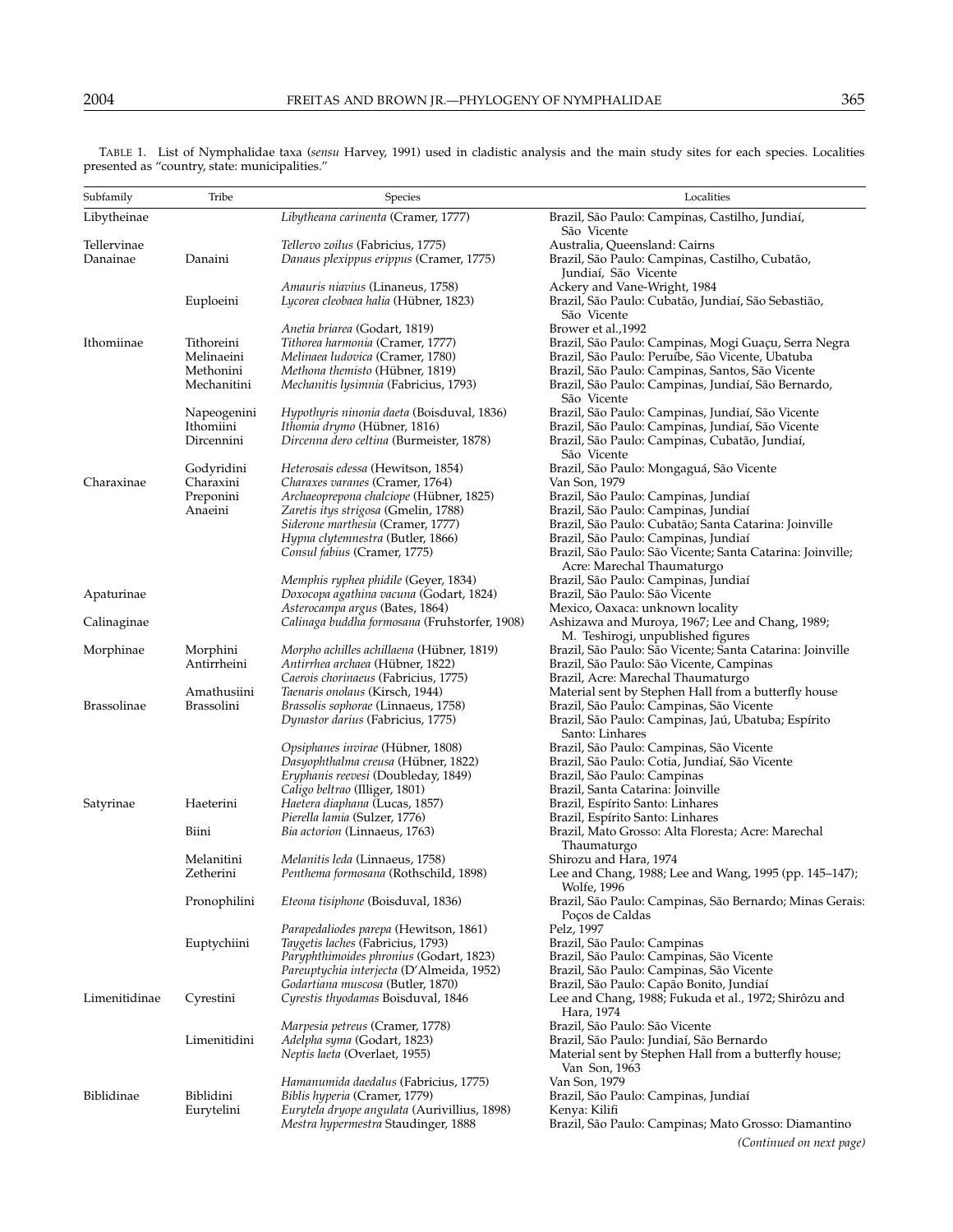TABLE 1. List of Nymphalidae taxa (*sensu* Harvey, 1991) used in cladistic analysis and the main study sites for each species. Localities presented as "country, state: municipalities."

| Subfamily | Tribe | Species | Localities |
|---|---|---|---|
| Libytheinae | | *Libytheana carinenta* (Cramer, 1777) | Brazil, São Paulo: Campinas, Castilho, Jundiaí, São Vicente |
| Tellervinae | | *Tellervo zoilus* (Fabricius, 1775) | Australia, Queensland: Cairns |
| Danainae | Danaini | *Danaus plexippus erippus* (Cramer, 1775) | Brazil, São Paulo: Campinas, Castilho, Cubatão, Jundiaí, São Vicente |
| | | *Amauris niavius* (Linaneus, 1758) | Ackery and Vane-Wright, 1984 |
| | Euploeini | *Lycorea cleobaea halia* (Hübner, 1823) | Brazil, São Paulo: Cubatão, Jundiaí, São Sebastião, São Vicente |
| | | *Anetia briarea* (Godart, 1819) | Brower et al.,1992 |
| Ithomiinae | Tithoreini | *Tithorea harmonia* (Cramer, 1777) | Brazil, São Paulo: Campinas, Mogi Guaçu, Serra Negra |
| | Melinaeini | *Melinaea ludovica* (Cramer, 1780) | Brazil, São Paulo: Peruíbe, São Vicente, Ubatuba |
| | Methonini | *Methona themisto* (Hübner, 1819) | Brazil, São Paulo: Campinas, Santos, São Vicente |
| | Mechanitini | *Mechanitis lysimnia* (Fabricius, 1793) | Brazil, São Paulo: Campinas, Jundiaí, São Bernardo, São Vicente |
| | Napeogenini | *Hypothyris ninonia daeta* (Boisduval, 1836) | Brazil, São Paulo: Campinas, Jundiaí, São Vicente |
| | Ithomiini | *Ithomia drymo* (Hübner, 1816) | Brazil, São Paulo: Campinas, Jundiaí, São Vicente |
| | Dircennini | *Dircenna dero celtina* (Burmeister, 1878) | Brazil, São Paulo: Campinas, Cubatão, Jundiaí, São Vicente |
| | Godyridini | *Heterosais edessa* (Hewitson, 1854) | Brazil, São Paulo: Mongaguá, São Vicente |
| Charaxinae | Charaxini | *Charaxes varanes* (Cramer, 1764) | Van Son, 1979 |
| | Preponini | *Archaeoprepona chalciope* (Hübner, 1825) | Brazil, São Paulo: Campinas, Jundiaí |
| | Anaeini | *Zaretis itys strigosa* (Gmelin, 1788) | Brazil, São Paulo: Campinas, Jundiaí |
| | | *Siderone marthesia* (Cramer, 1777) | Brazil, São Paulo: Cubatão; Santa Catarina: Joinville |
| | | *Hypna clytemnestra* (Butler, 1866) | Brazil, São Paulo: Campinas, Jundiaí |
| | | *Consul fabius* (Cramer, 1775) | Brazil, São Paulo: São Vicente; Santa Catarina: Joinville; Acre: Marechal Thaumaturgo |
| | | *Memphis ryphea phidile* (Geyer, 1834) | Brazil, São Paulo: Campinas, Jundiaí |
| Apaturinae | | *Doxocopa agathina vacuna* (Godart, 1824) | Brazil, São Paulo: São Vicente |
| | | *Asterocampa argus* (Bates, 1864) | Mexico, Oaxaca: unknown locality |
| Calinaginae | | *Calinaga buddha formosana* (Fruhstorfer, 1908) | Ashizawa and Muroya, 1967; Lee and Chang, 1989; M. Teshirogi, unpublished figures |
| Morphinae | Morphini | *Morpho achilles achillaena* (Hübner, 1819) | Brazil, São Paulo: São Vicente; Santa Catarina: Joinville |
| | Antirrheini | *Antirrhea archaea* (Hübner, 1822) | Brazil, São Paulo: São Vicente, Campinas |
| | | *Caerois chorinaeus* (Fabricius, 1775) | Brazil, Acre: Marechal Thaumaturgo |
| | Amathusiini | *Taenaris onolaus* (Kirsch, 1944) | Material sent by Stephen Hall from a butterfly house |
| Brassolinae | Brassolini | *Brassolis sophorae* (Linnaeus, 1758) | Brazil, São Paulo: Campinas, São Vicente |
| | | *Dynastor darius* (Fabricius, 1775) | Brazil, São Paulo: Campinas, Jaú, Ubatuba; Espírito Santo: Linhares |
| | | *Opsiphanes invirae* (Hübner, 1808) | Brazil, São Paulo: Campinas, São Vicente |
| | | *Dasyophthalma creusa* (Hübner, 1822) | Brazil, São Paulo: Cotia, Jundiaí, São Vicente |
| | | *Eryphanis reevesi* (Doubleday, 1849) | Brazil, São Paulo: Campinas |
| | | *Caligo beltrao* (Illiger, 1801) | Brazil, Santa Catarina: Joinville |
| Satyrinae | Haeterini | *Haetera diaphana* (Lucas, 1857) | Brazil, Espírito Santo: Linhares |
| | | *Pierella lamia* (Sulzer, 1776) | Brazil, Espírito Santo: Linhares |
| | Biini | *Bia actorion* (Linnaeus, 1763) | Brazil, Mato Grosso: Alta Floresta; Acre: Marechal Thaumaturgo |
| | Melanitini | *Melanitis leda* (Linnaeus, 1758) | Shirozu and Hara, 1974 |
| | Zetherini | *Penthema formosana* (Rothschild, 1898) | Lee and Chang, 1988; Lee and Wang, 1995 (pp. 145–147); Wolfe, 1996 |
| | Pronophilini | *Eteona tisiphone* (Boisduval, 1836) | Brazil, São Paulo: Campinas, São Bernardo; Minas Gerais: Poços de Caldas |
| | | *Parapedaliodes parepa* (Hewitson, 1861) | Pelz, 1997 |
| | Euptychiini | *Taygetis laches* (Fabricius, 1793) | Brazil, São Paulo: Campinas |
| | | *Paryphthimoides phronius* (Godart, 1823) | Brazil, São Paulo: Campinas, São Vicente |
| | | *Pareuptychia interjecta* (D'Almeida, 1952) | Brazil, São Paulo: Campinas, São Vicente |
| | | *Godartiana muscosa* (Butler, 1870) | Brazil, São Paulo: Capão Bonito, Jundiaí |
| Limenitidinae | Cyrestini | *Cyrestis thyodamas* Boisduval, 1846 | Lee and Chang, 1988; Fukuda et al., 1972; Shirôzu and Hara, 1974 |
| | | *Marpesia petreus* (Cramer, 1778) | Brazil, São Paulo: São Vicente |
| | Limenitidini | *Adelpha syma* (Godart, 1823) | Brazil, São Paulo: Jundiaí, São Bernardo |
| | | *Neptis laeta* (Overlaet, 1955) | Material sent by Stephen Hall from a butterfly house; Van Son, 1963 |
| | | *Hamanumida daedalus* (Fabricius, 1775) | Van Son, 1979 |
| Biblidinae | Biblidini | *Biblis hyperia* (Cramer, 1779) | Brazil, São Paulo: Campinas, Jundiaí |
| | Eurytelini | *Eurytela dryope angulata* (Aurivillius, 1898) | Kenya: Kilifi |
| | | *Mestra hypermestra* Staudinger, 1888 | Brazil, São Paulo: Campinas; Mato Grosso: Diamantino |

*(Continued on next page)*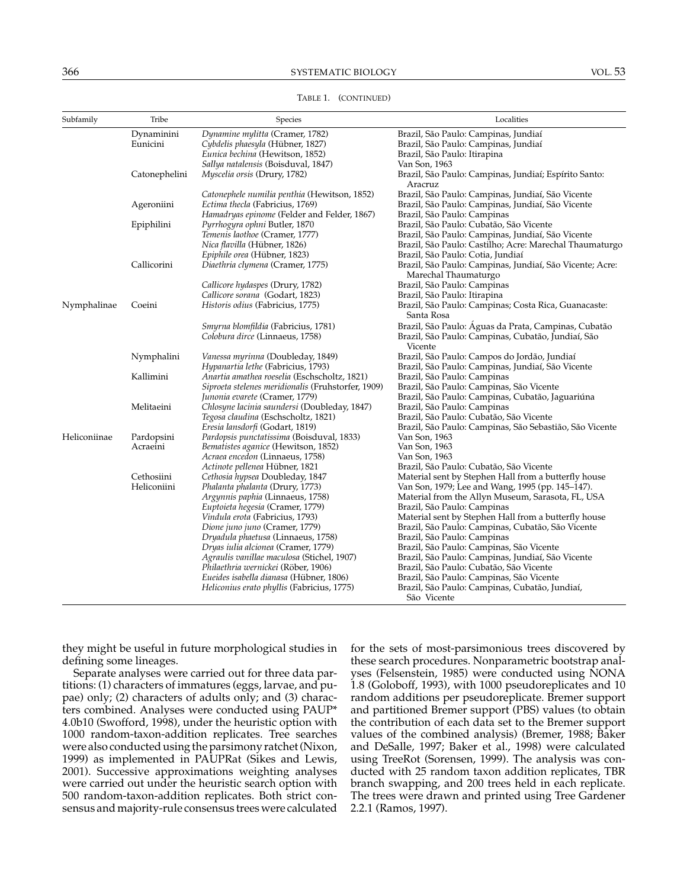TABLE 1. (CONTINUED)

| Subfamily | Tribe | Species | Localities |
|---|---|---|---|
| | Dynaminini | *Dynamine mylitta* (Cramer, 1782) | Brazil, São Paulo: Campinas, Jundiaí |
| | Eunicini | *Cybdelis phaesyla* (Hübner, 1827) | Brazil, São Paulo: Campinas, Jundiaí |
| | | *Eunica bechina* (Hewitson, 1852) | Brazil, São Paulo: Itirapina |
| | | *Sallya natalensis* (Boisduval, 1847) | Van Son, 1963 |
| | Catonephelini | *Myscelia orsis* (Drury, 1782) | Brazil, São Paulo: Campinas, Jundiaí; Espírito Santo: Aracruz |
| | | *Catonephele numilia penthia* (Hewitson, 1852) | Brazil, São Paulo: Campinas, Jundiaí, São Vicente |
| | Ageroniini | *Ectima thecla* (Fabricius, 1769) | Brazil, São Paulo: Campinas, Jundiaí, São Vicente |
| | | *Hamadryas epinome* (Felder and Felder, 1867) | Brazil, São Paulo: Campinas |
| | Epiphilini | *Pyrrhogyra ophni* Butler, 1870 | Brazil, São Paulo: Cubatão, São Vicente |
| | | *Temenis laothoe* (Cramer, 1777) | Brazil, São Paulo: Campinas, Jundiaí, São Vicente |
| | | *Nica flavilla* (Hübner, 1826) | Brazil, São Paulo: Castilho; Acre: Marechal Thaumaturgo |
| | | *Epiphile orea* (Hübner, 1823) | Brazil, São Paulo: Cotia, Jundiaí |
| | Callicorini | *Diaethria clymena* (Cramer, 1775) | Brazil, São Paulo: Campinas, Jundiaí, São Vicente; Acre: Marechal Thaumaturgo |
| | | *Callicore hydaspes* (Drury, 1782) | Brazil, São Paulo: Campinas |
| | | *Callicore sorana* (Godart, 1823) | Brazil, São Paulo: Itirapina |
| Nymphalinae | Coeini | *Historis odius* (Fabricius, 1775) | Brazil, São Paulo: Campinas; Costa Rica, Guanacaste: Santa Rosa |
| | | *Smyrna blomfildia* (Fabricius, 1781) | Brazil, São Paulo: Águas da Prata, Campinas, Cubatão |
| | | *Colobura dirce* (Linnaeus, 1758) | Brazil, São Paulo: Campinas, Cubatão, Jundiaí, São Vicente |
| | Nymphalini | *Vanessa myrinna* (Doubleday, 1849) | Brazil, São Paulo: Campos do Jordão, Jundiaí |
| | | *Hypanartia lethe* (Fabricius, 1793) | Brazil, São Paulo: Campinas, Jundiaí, São Vicente |
| | Kallimini | *Anartia amathea roeselia* (Eschscholtz, 1821) | Brazil, São Paulo: Campinas |
| | | *Siproeta stelenes meridionalis* (Fruhstorfer, 1909) | Brazil, São Paulo: Campinas, São Vicente |
| | | *Junonia evarete* (Cramer, 1779) | Brazil, São Paulo: Campinas, Cubatão, Jaguariúna |
| | Melitaeini | *Chlosyne lacinia saundersi* (Doubleday, 1847) | Brazil, São Paulo: Campinas |
| | | *Tegosa claudina* (Eschscholtz, 1821) | Brazil, São Paulo: Cubatão, São Vicente |
| | | *Eresia lansdorfi* (Godart, 1819) | Brazil, São Paulo: Campinas, São Sebastião, São Vicente |
| Heliconiinae | Pardopsini | *Pardopsis punctatissima* (Boisduval, 1833) | Van Son, 1963 |
| | Acraeini | *Bematistes aganice* (Hewitson, 1852) | Van Son, 1963 |
| | | *Acraea encedon* (Linnaeus, 1758) | Van Son, 1963 |
| | | *Actinote pellenea* Hübner, 1821 | Brazil, São Paulo: Cubatão, São Vicente |
| | Cethosiini | *Cethosia hypsea* Doubleday, 1847 | Material sent by Stephen Hall from a butterfly house |
| | Heliconiini | *Phalanta phalanta* (Drury, 1773) | Van Son, 1979; Lee and Wang, 1995 (pp. 145–147). |
| | | *Argynnis paphia* (Linnaeus, 1758) | Material from the Allyn Museum, Sarasota, FL, USA |
| | | *Euptoieta hegesia* (Cramer, 1779) | Brazil, São Paulo: Campinas |
| | | *Vindula erota* (Fabricius, 1793) | Material sent by Stephen Hall from a butterfly house |
| | | *Dione juno juno* (Cramer, 1779) | Brazil, São Paulo: Campinas, Cubatão, São Vicente |
| | | *Dryadula phaetusa* (Linnaeus, 1758) | Brazil, São Paulo: Campinas |
| | | *Dryas iulia alcionea* (Cramer, 1779) | Brazil, São Paulo: Campinas, São Vicente |
| | | *Agraulis vanillae maculosa* (Stichel, 1907) | Brazil, São Paulo: Campinas, Jundiaí, São Vicente |
| | | *Philaethria wernickei* (Röber, 1906) | Brazil, São Paulo: Cubatão, São Vicente |
| | | *Eueides isabella dianasa* (Hübner, 1806) | Brazil, São Paulo: Campinas, São Vicente |
| | | *Heliconius erato phyllis* (Fabricius, 1775) | Brazil, São Paulo: Campinas, Cubatão, Jundiaí, São Vicente |

they might be useful in future morphological studies in defining some lineages.

Separate analyses were carried out for three data partitions: (1) characters of immatures (eggs, larvae, and pupae) only; (2) characters of adults only; and (3) characters combined. Analyses were conducted using PAUP* 4.0b10 (Swofford, 1998), under the heuristic option with 1000 random-taxon-addition replicates. Tree searches were also conducted using the parsimony ratchet (Nixon, 1999) as implemented in PAUPRat (Sikes and Lewis, 2001). Successive approximations weighting analyses were carried out under the heuristic search option with 500 random-taxon-addition replicates. Both strict consensus and majority-rule consensus trees were calculated for the sets of most-parsimonious trees discovered by these search procedures. Nonparametric bootstrap analyses (Felsenstein, 1985) were conducted using NONA 1.8 (Goloboff, 1993), with 1000 pseudoreplicates and 10 random additions per pseudoreplicate. Bremer support and partitioned Bremer support (PBS) values (to obtain the contribution of each data set to the Bremer support values of the combined analysis) (Bremer, 1988; Baker and DeSalle, 1997; Baker et al., 1998) were calculated using TreeRot (Sorensen, 1999). The analysis was conducted with 25 random taxon addition replicates, TBR branch swapping, and 200 trees held in each replicate. The trees were drawn and printed using Tree Gardener 2.2.1 (Ramos, 1997).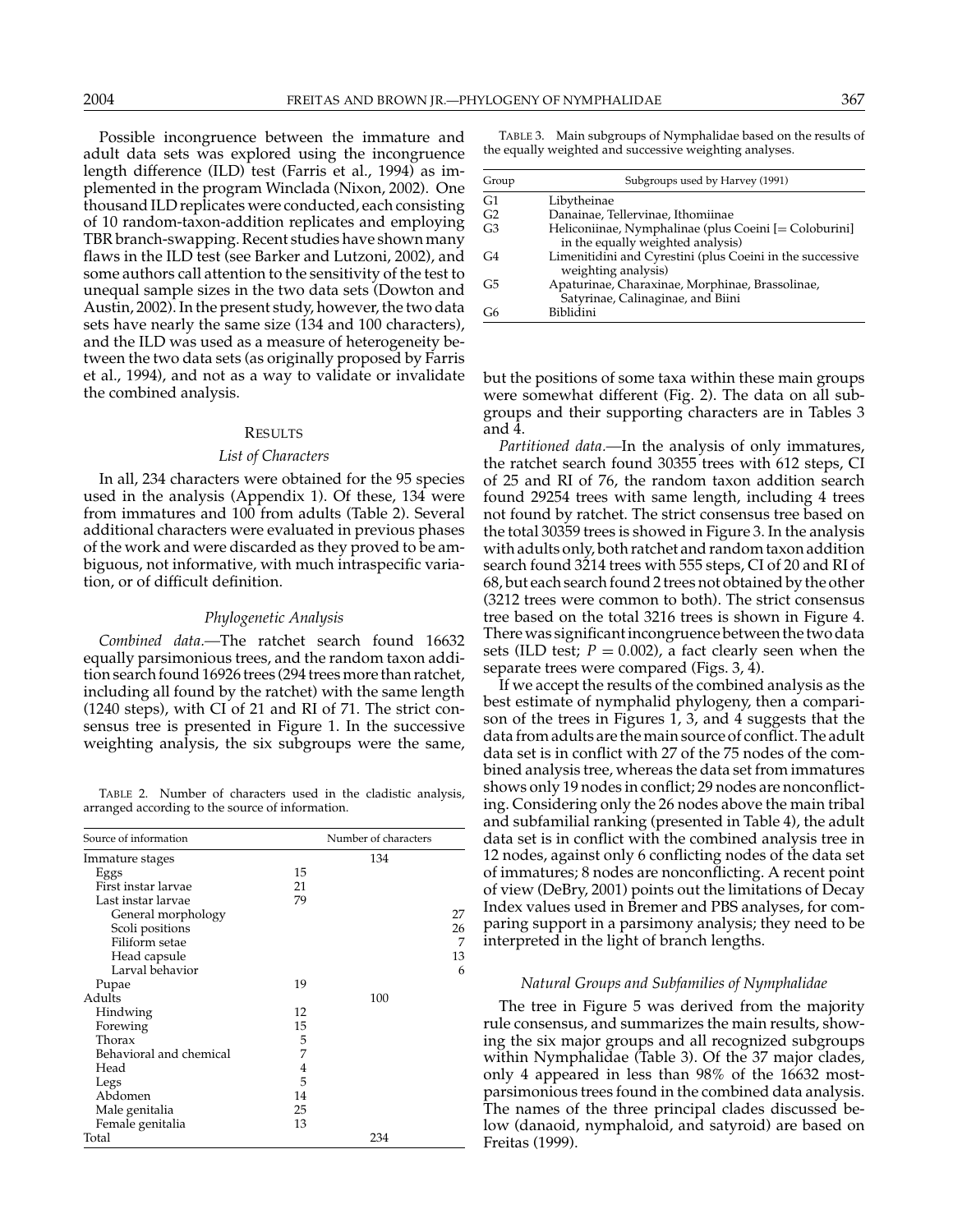Possible incongruence between the immature and adult data sets was explored using the incongruence length difference (ILD) test (Farris et al., 1994) as implemented in the program Winclada (Nixon, 2002). One thousand ILD replicates were conducted, each consisting of 10 random-taxon-addition replicates and employing TBR branch-swapping. Recent studies have shown many flaws in the ILD test (see Barker and Lutzoni, 2002), and some authors call attention to the sensitivity of the test to unequal sample sizes in the two data sets (Dowton and Austin, 2002). In the present study, however, the two data sets have nearly the same size (134 and 100 characters), and the ILD was used as a measure of heterogeneity between the two data sets (as originally proposed by Farris et al., 1994), and not as a way to validate or invalidate the combined analysis.

## Results

### List of Characters

In all, 234 characters were obtained for the 95 species used in the analysis (Appendix 1). Of these, 134 were from immatures and 100 from adults (Table 2). Several additional characters were evaluated in previous phases of the work and were discarded as they proved to be ambiguous, not informative, with much intraspecific variation, or of difficult definition.

### Phylogenetic Analysis

*Combined data*.—The ratchet search found 16632 equally parsimonious trees, and the random taxon addition search found 16926 trees (294 trees more than ratchet, including all found by the ratchet) with the same length (1240 steps), with CI of 21 and RI of 71. The strict consensus tree is presented in Figure 1. In the successive weighting analysis, the six subgroups were the same, but the positions of some taxa within these main groups were somewhat different (Fig. 2). The data on all subgroups and their supporting characters are in Tables 3 and 4.

TABLE 2. Number of characters used in the cladistic analysis, arranged according to the source of information.

| Source of information | Number of characters | | |
|---|---|---|---|
| Immature stages | | 134 | |
| Eggs | 15 | | |
| First instar larvae | 21 | | |
| Last instar larvae | 79 | | |
| General morphology | | | 27 |
| Scoli positions | | | 26 |
| Filiform setae | | | 7 |
| Head capsule | | | 13 |
| Larval behavior | | | 6 |
| Pupae | 19 | | |
| Adults | | 100 | |
| Hindwing | 12 | | |
| Forewing | 15 | | |
| Thorax | 5 | | |
| Behavioral and chemical | 7 | | |
| Head | 4 | | |
| Legs | 5 | | |
| Abdomen | 14 | | |
| Male genitalia | 25 | | |
| Female genitalia | 13 | | |
| Total | | 234 | |

TABLE 3. Main subgroups of Nymphalidae based on the results of the equally weighted and successive weighting analyses.

| Group | Subgroups used by Harvey (1991) |
|---|---|
| G1 | Libytheinae |
| G2 | Danainae, Tellervinae, Ithomiinae |
| G3 | Heliconiinae, Nymphalinae (plus Coeini [= Coloburini] in the equally weighted analysis) |
| G4 | Limenitidini and Cyrestini (plus Coeini in the successive weighting analysis) |
| G5 | Apaturinae, Charaxinae, Morphinae, Brassolinae, Satyrinae, Calinaginae, and Biini |
| G6 | Biblidini |

*Partitioned data*.—In the analysis of only immatures, the ratchet search found 30355 trees with 612 steps, CI of 25 and RI of 76, the random taxon addition search found 29254 trees with same length, including 4 trees not found by ratchet. The strict consensus tree based on the total 30359 trees is showed in Figure 3. In the analysis with adults only, both ratchet and random taxon addition search found 3214 trees with 555 steps, CI of 20 and RI of 68, but each search found 2 trees not obtained by the other (3212 trees were common to both). The strict consensus tree based on the total 3216 trees is shown in Figure 4. There was significant incongruence between the two data sets (ILD test; $P = 0.002$), a fact clearly seen when the separate trees were compared (Figs. 3, 4).

If we accept the results of the combined analysis as the best estimate of nymphalid phylogeny, then a comparison of the trees in Figures 1, 3, and 4 suggests that the data from adults are the main source of conflict. The adult data set is in conflict with 27 of the 75 nodes of the combined analysis tree, whereas the data set from immatures shows only 19 nodes in conflict; 29 nodes are nonconflicting. Considering only the 26 nodes above the main tribal and subfamilial ranking (presented in Table 4), the adult data set is in conflict with the combined analysis tree in 12 nodes, against only 6 conflicting nodes of the data set of immatures; 8 nodes are nonconflicting. A recent point of view (DeBry, 2001) points out the limitations of Decay Index values used in Bremer and PBS analyses, for comparing support in a parsimony analysis; they need to be interpreted in the light of branch lengths.

### Natural Groups and Subfamilies of Nymphalidae

The tree in Figure 5 was derived from the majority rule consensus, and summarizes the main results, showing the six major groups and all recognized subgroups within Nymphalidae (Table 3). Of the 37 major clades, only 4 appeared in less than 98% of the 16632 most-parsimonious trees found in the combined data analysis. The names of the three principal clades discussed below (danaoid, nymphaloid, and satyroid) are based on Freitas (1999).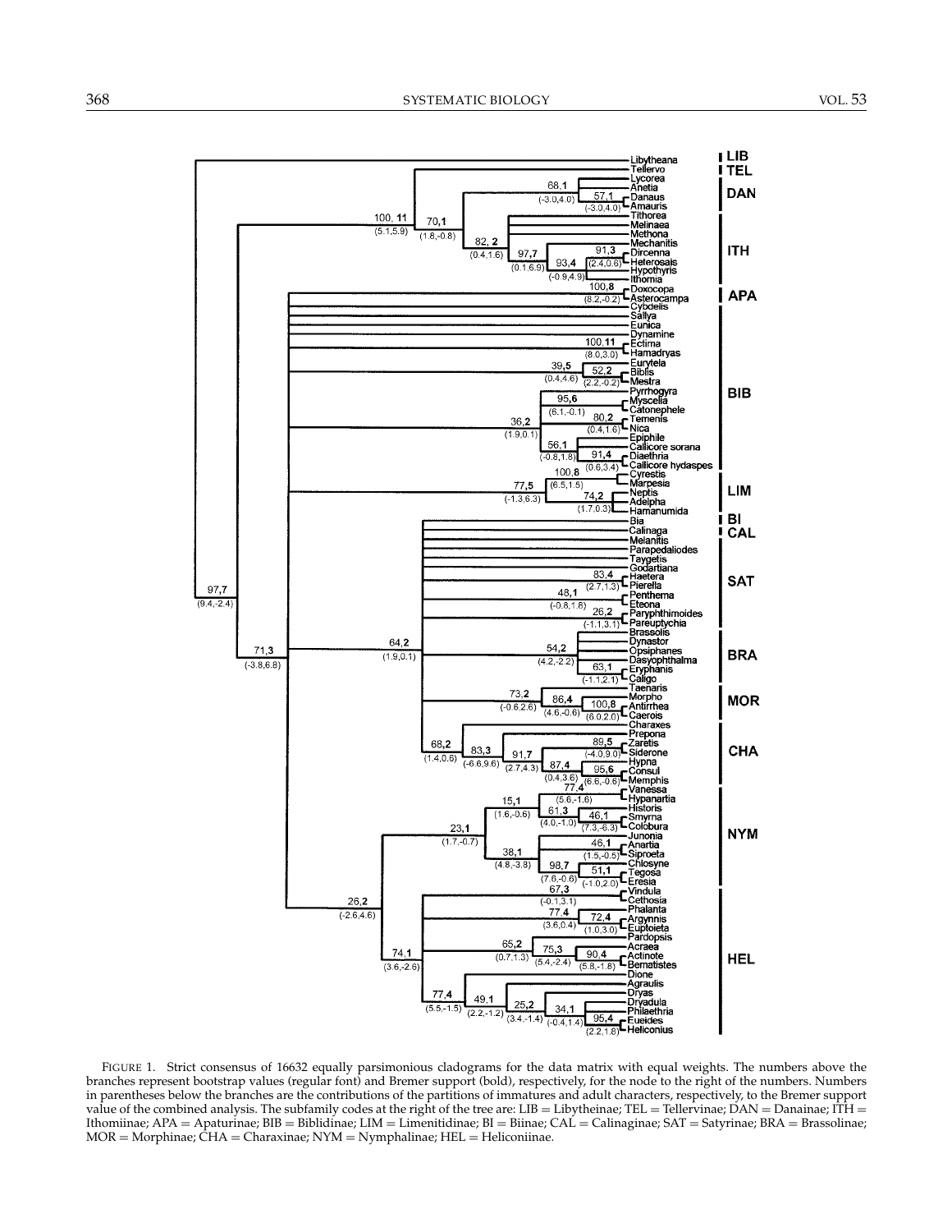FIGURE 1. Strict consensus of 16632 equally parsimonious cladograms for the data matrix with equal weights. The numbers above the branches represent bootstrap values (regular font) and Bremer support (bold), respectively, for the node to the right of the numbers. Numbers in parentheses below the branches are the contributions of the partitions of immatures and adult characters, respectively, to the Bremer support value of the combined analysis. The subfamily codes at the right of the tree are: LIB = Libytheinae; TEL = Tellervinae; DAN = Danainae; ITH = Ithomiinae; APA = Apaturinae; BIB = Biblidinae; LIM = Limenitidinae; BI = Biinae; CAL = Calinaginae; SAT = Satyrinae; BRA = Brassolinae; MOR = Morphinae; CHA = Charaxinae; NYM = Nymphalinae; HEL = Heliconiinae.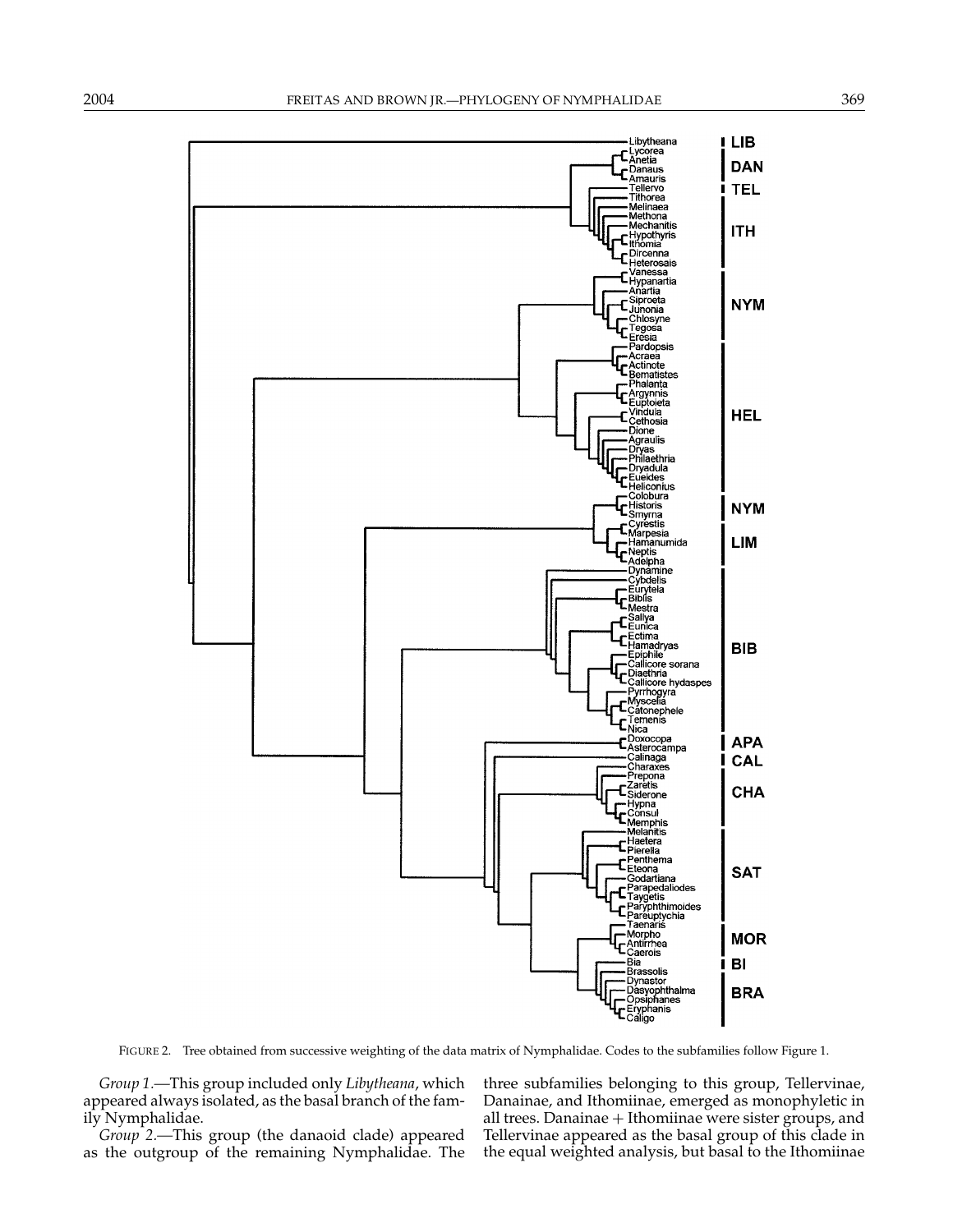FIGURE 2. Tree obtained from successive weighting of the data matrix of Nymphalidae. Codes to the subfamilies follow Figure 1.

*Group 1*.—This group included only *Libytheana*, which appeared always isolated, as the basal branch of the family Nymphalidae.

*Group 2*.—This group (the danaoid clade) appeared as the outgroup of the remaining Nymphalidae. The three subfamilies belonging to this group, Tellervinae, Danainae, and Ithomiinae, emerged as monophyletic in all trees. Danainae + Ithomiinae were sister groups, and Tellervinae appeared as the basal group of this clade in the equal weighted analysis, but basal to the Ithomiinae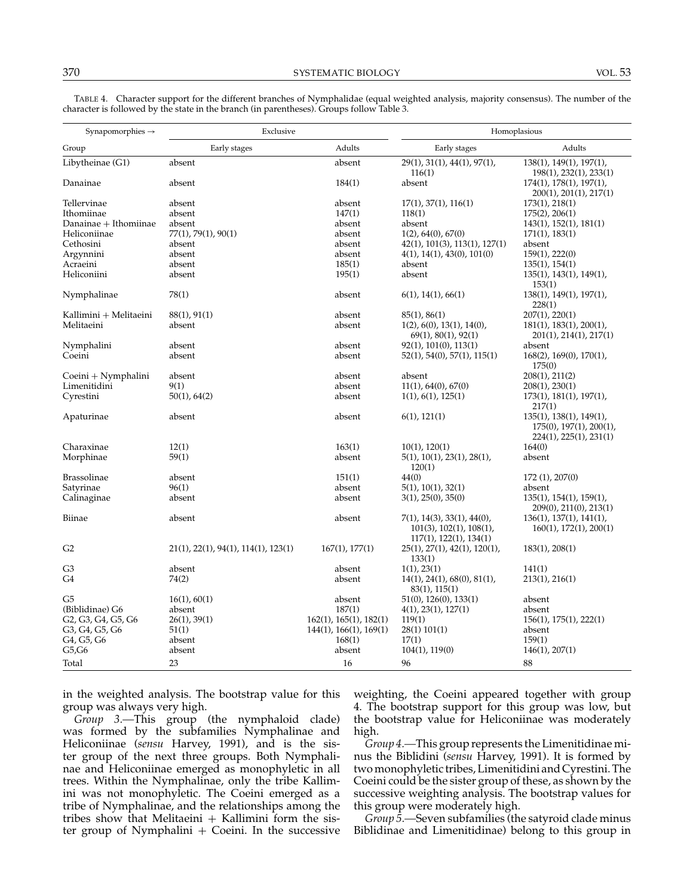TABLE 4. Character support for the different branches of Nymphalidae (equal weighted analysis, majority consensus). The number of the character is followed by the state in the branch (in parentheses). Groups follow Table 3.

| Synapomorphies → | Exclusive | | Homoplasious | |
|---|---|---|---|---|
| Group | Early stages | Adults | Early stages | Adults |
| Libytheinae (G1) | absent | absent | 29(1), 31(1), 44(1), 97(1), 116(1) | 138(1), 149(1), 197(1), 198(1), 232(1), 233(1) |
| Danainae | absent | 184(1) | absent | 174(1), 178(1), 197(1), 200(1), 201(1), 217(1) |
| Tellervinae | absent | absent | 17(1), 37(1), 116(1) | 173(1), 218(1) |
| Ithomiinae | absent | 147(1) | 118(1) | 175(2), 206(1) |
| Danainae + Ithomiinae | absent | absent | absent | 143(1), 152(1), 181(1) |
| Heliconiinae | 77(1), 79(1), 90(1) | absent | 1(2), 64(0), 67(0) | 171(1), 183(1) |
| Cethosini | absent | absent | 42(1), 101(3), 113(1), 127(1) | absent |
| Argynnini | absent | absent | 4(1), 14(1), 43(0), 101(0) | 159(1), 222(0) |
| Acraeini | absent | 185(1) | absent | 135(1), 154(1) |
| Heliconiini | absent | 195(1) | absent | 135(1), 143(1), 149(1), 153(1) |
| Nymphalinae | 78(1) | absent | 6(1), 14(1), 66(1) | 138(1), 149(1), 197(1), 228(1) |
| Kallimini + Melitaeini | 88(1), 91(1) | absent | 85(1), 86(1) | 207(1), 220(1) |
| Melitaeini | absent | absent | 1(2), 6(0), 13(1), 14(0), 69(1), 80(1), 92(1) | 181(1), 183(1), 200(1), 201(1), 214(1), 217(1) |
| Nymphalini | absent | absent | 92(1), 101(0), 113(1) | absent |
| Coeini | absent | absent | 52(1), 54(0), 57(1), 115(1) | 168(2), 169(0), 170(1), 175(0) |
| Coeini + Nymphalini | absent | absent | absent | 208(1), 211(2) |
| Limenitidini | 9(1) | absent | 11(1), 64(0), 67(0) | 208(1), 230(1) |
| Cyrestini | 50(1), 64(2) | absent | 1(1), 6(1), 125(1) | 173(1), 181(1), 197(1), 217(1) |
| Apaturinae | absent | absent | 6(1), 121(1) | 135(1), 138(1), 149(1), 175(0), 197(1), 200(1), 224(1), 225(1), 231(1) |
| Charaxinae | 12(1) | 163(1) | 10(1), 120(1) | 164(0) |
| Morphinae | 59(1) | absent | 5(1), 10(1), 23(1), 28(1), 120(1) | absent |
| Brassolinae | absent | 151(1) | 44(0) | 172 (1), 207(0) |
| Satyrinae | 96(1) | absent | 5(1), 10(1), 32(1) | absent |
| Calinaginae | absent | absent | 3(1), 25(0), 35(0) | 135(1), 154(1), 159(1), 209(0), 211(0), 213(1) |
| Biinae | absent | absent | 7(1), 14(3), 33(1), 44(0), 101(3), 102(1), 108(1), 117(1), 122(1), 134(1) | 136(1), 137(1), 141(1), 160(1), 172(1), 200(1) |
| G2 | 21(1), 22(1), 94(1), 114(1), 123(1) | 167(1), 177(1) | 25(1), 27(1), 42(1), 120(1), 133(1) | 183(1), 208(1) |
| G3 | absent | absent | 1(1), 23(1) | 141(1) |
| G4 | 74(2) | absent | 14(1), 24(1), 68(0), 81(1), 83(1), 115(1) | 213(1), 216(1) |
| G5 | 16(1), 60(1) | absent | 51(0), 126(0), 133(1) | absent |
| (Biblidinae) G6 | absent | 187(1) | 4(1), 23(1), 127(1) | absent |
| G2, G3, G4, G5, G6 | 26(1), 39(1) | 162(1), 165(1), 182(1) | 119(1) | 156(1), 175(1), 222(1) |
| G3, G4, G5, G6 | 51(1) | 144(1), 166(1), 169(1) | 28(1) 101(1) | absent |
| G4, G5, G6 | absent | 168(1) | 17(1) | 159(1) |
| G5,G6 | absent | absent | 104(1), 119(0) | 146(1), 207(1) |
| Total | 23 | 16 | 96 | 88 |

in the weighted analysis. The bootstrap value for this group was always very high.

*Group 3*.—This group (the nymphaloid clade) was formed by the subfamilies Nymphalinae and Heliconiinae (*sensu* Harvey, 1991), and is the sister group of the next three groups. Both Nymphalinae and Heliconiinae emerged as monophyletic in all trees. Within the Nymphalinae, only the tribe Kallimini was not monophyletic. The Coeini emerged as a tribe of Nymphalinae, and the relationships among the tribes show that Melitaeini + Kallimini form the sister group of Nymphalini + Coeini. In the successive weighting, the Coeini appeared together with group 4. The bootstrap support for this group was low, but the bootstrap value for Heliconiinae was moderately high.

*Group 4*.—This group represents the Limenitidinae minus the Biblidini (*sensu* Harvey, 1991). It is formed by two monophyletic tribes, Limenitidini and Cyrestini. The Coeini could be the sister group of these, as shown by the successive weighting analysis. The bootstrap values for this group were moderately high.

*Group 5*.—Seven subfamilies (the satyroid clade minus Biblidinae and Limenitidinae) belong to this group in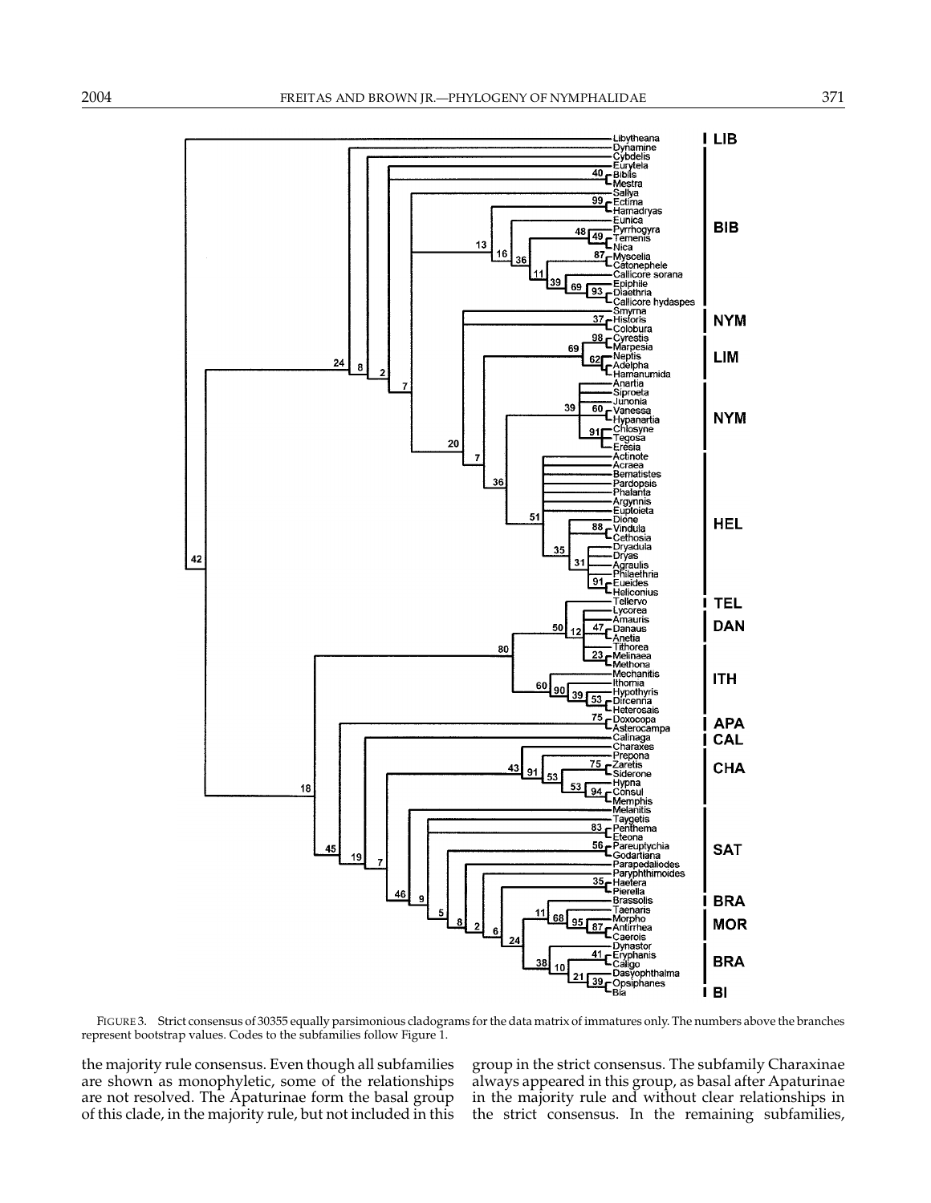FIGURE 3. Strict consensus of 30355 equally parsimonious cladograms for the data matrix of immatures only. The numbers above the branches represent bootstrap values. Codes to the subfamilies follow Figure 1.

the majority rule consensus. Even though all subfamilies are shown as monophyletic, some of the relationships are not resolved. The Apaturinae form the basal group of this clade, in the majority rule, but not included in this group in the strict consensus. The subfamily Charaxinae always appeared in this group, as basal after Apaturinae in the majority rule and without clear relationships in the strict consensus. In the remaining subfamilies,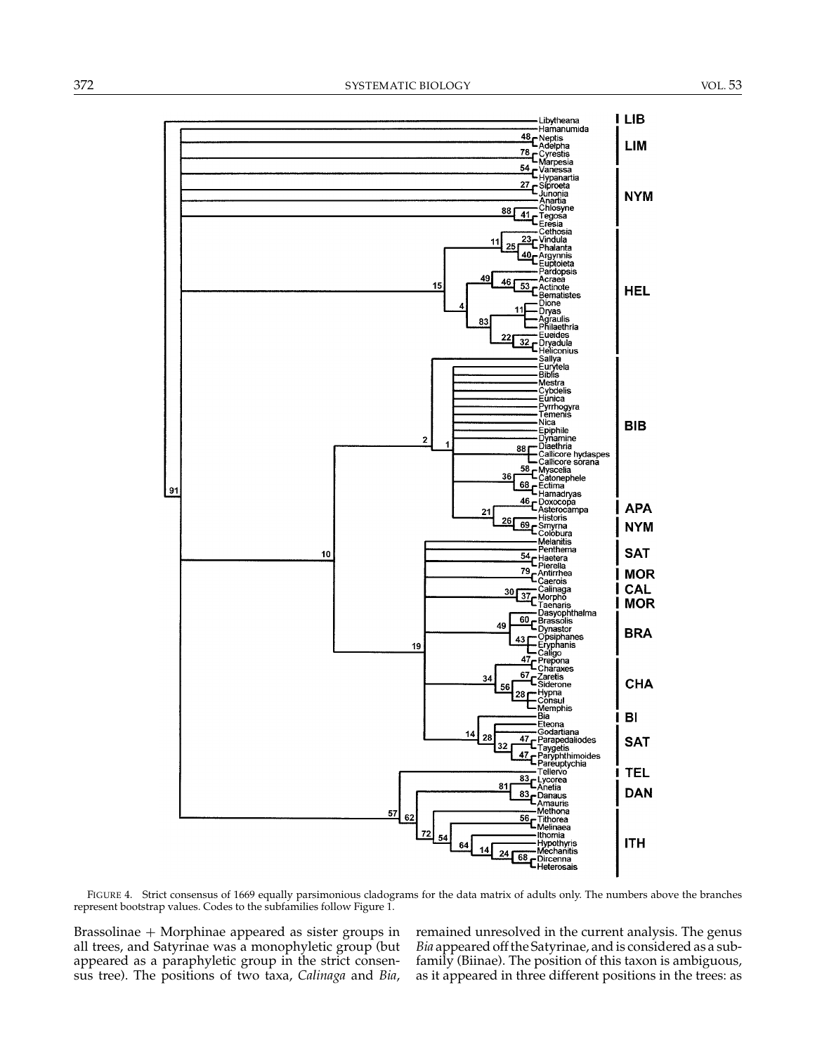FIGURE 4. Strict consensus of 1669 equally parsimonious cladograms for the data matrix of adults only. The numbers above the branches represent bootstrap values. Codes to the subfamilies follow Figure 1.

Brassolinae + Morphinae appeared as sister groups in all trees, and Satyrinae was a monophyletic group (but appeared as a paraphyletic group in the strict consensus tree). The positions of two taxa, *Calinaga* and *Bia*, remained unresolved in the current analysis. The genus *Bia* appeared off the Satyrinae, and is considered as a subfamily (Biinae). The position of this taxon is ambiguous, as it appeared in three different positions in the trees: as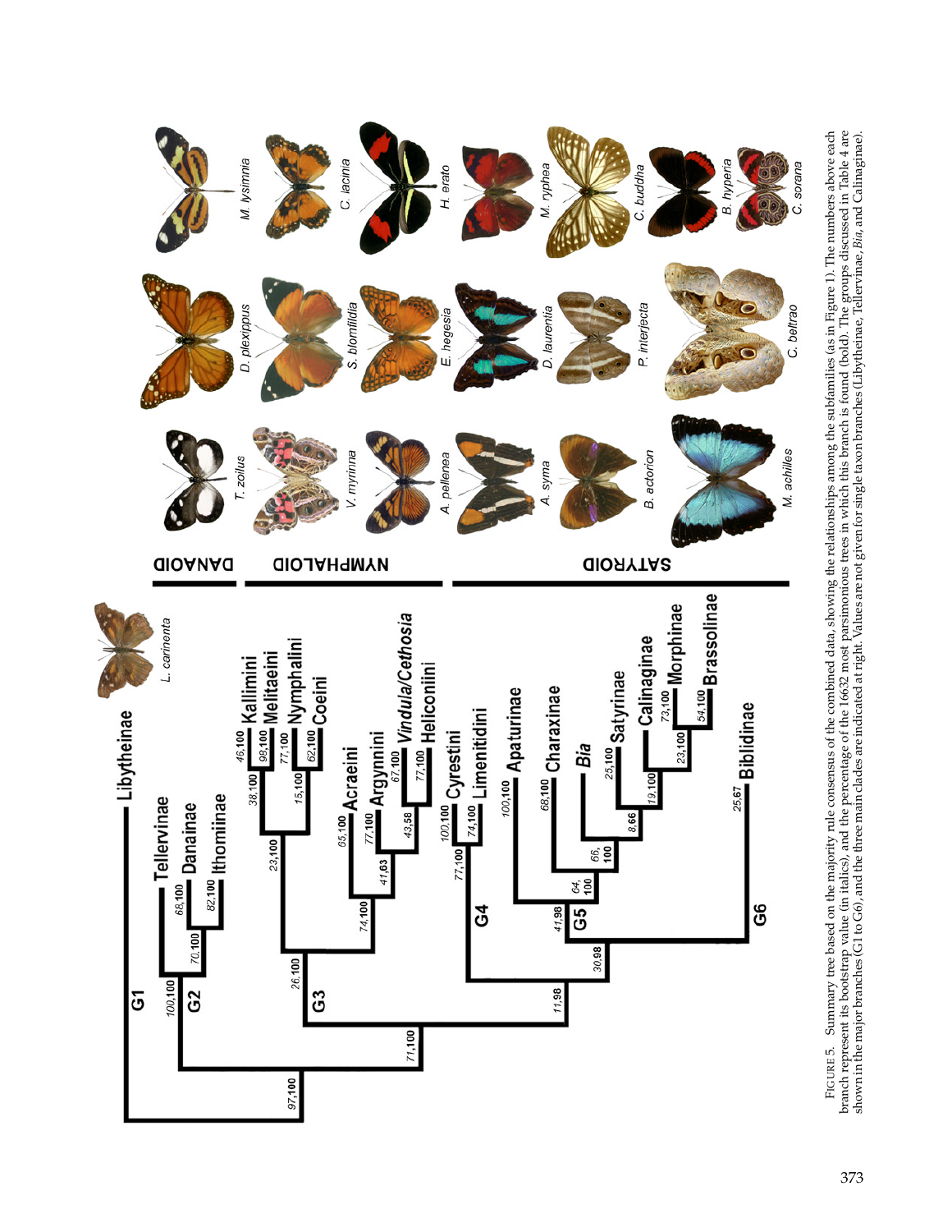FIGURE 5. Summary tree based on the majority rule consensus of the combined data, showing the relationships among the subfamilies (as in Figure 1). The numbers above each branch represent its bootstrap value (in italics), and the percentage of the 16632 most parsimonious trees in which this branch is found (bold). The groups discussed in Table 4 are shown in the major branches (G1 to G6), and the three main clades are indicated at right. Values are not given for single taxon branches (Libytheinae, Tellervinae, *Bia*, and Calinaginae).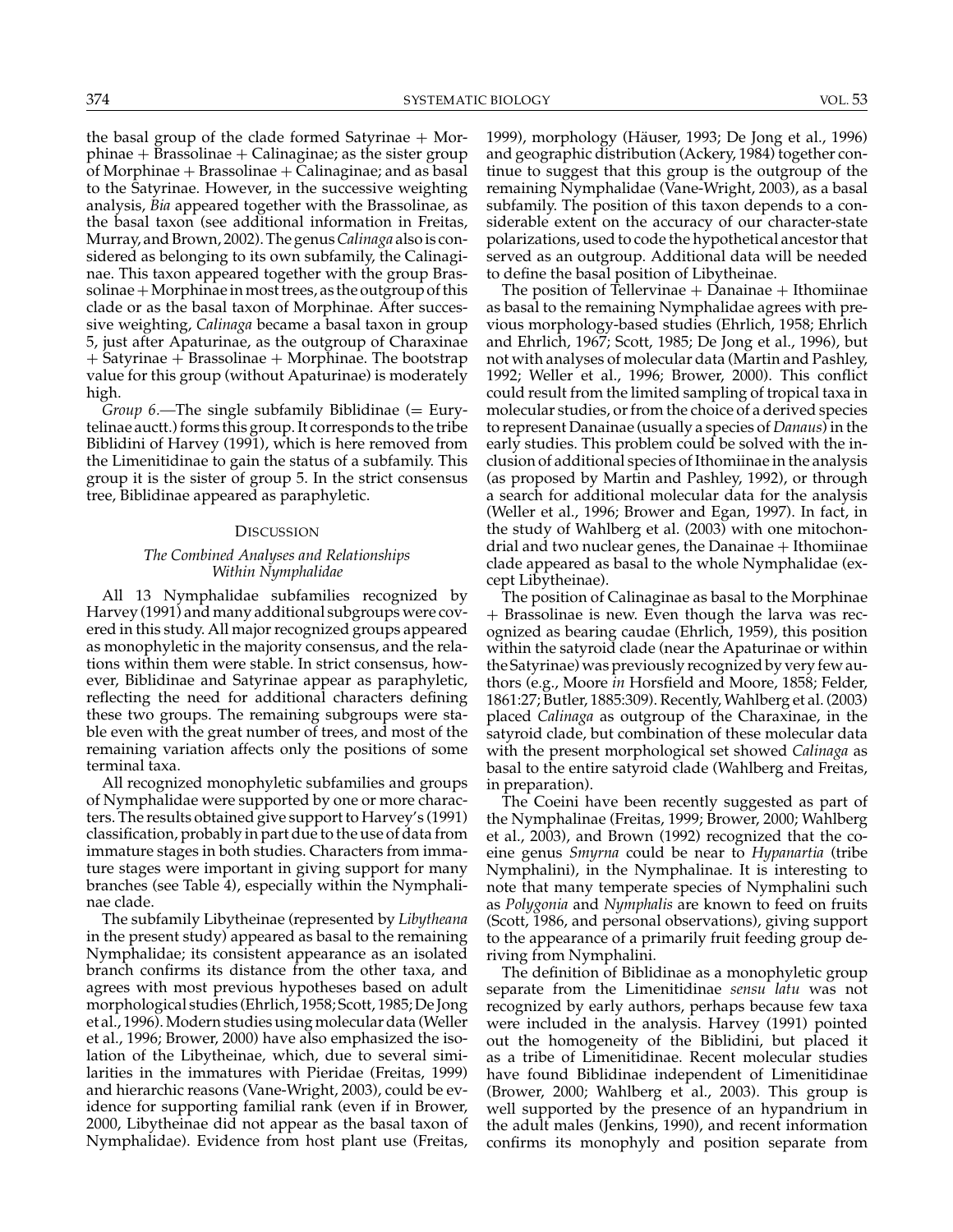the basal group of the clade formed Satyrinae + Morphinae + Brassolinae + Calinaginae; as the sister group of Morphinae + Brassolinae + Calinaginae; and as basal to the Satyrinae. However, in the successive weighting analysis, *Bia* appeared together with the Brassolinae, as the basal taxon (see additional information in Freitas, Murray, and Brown, 2002). The genus *Calinaga* also is considered as belonging to its own subfamily, the Calinaginae. This taxon appeared together with the group Brassolinae + Morphinae in most trees, as the outgroup of this clade or as the basal taxon of Morphinae. After successive weighting, *Calinaga* became a basal taxon in group 5, just after Apaturinae, as the outgroup of Charaxinae + Satyrinae + Brassolinae + Morphinae. The bootstrap value for this group (without Apaturinae) is moderately high.

*Group 6*.—The single subfamily Biblidinae (= Eurytelinae auctt.) forms this group. It corresponds to the tribe Biblidini of Harvey (1991), which is here removed from the Limenitidinae to gain the status of a subfamily. This group it is the sister of group 5. In the strict consensus tree, Biblidinae appeared as paraphyletic.

## Discussion

### *The Combined Analyses and Relationships Within Nymphalidae*

All 13 Nymphalidae subfamilies recognized by Harvey (1991) and many additional subgroups were covered in this study. All major recognized groups appeared as monophyletic in the majority consensus, and the relations within them were stable. In strict consensus, however, Biblidinae and Satyrinae appear as paraphyletic, reflecting the need for additional characters defining these two groups. The remaining subgroups were stable even with the great number of trees, and most of the remaining variation affects only the positions of some terminal taxa.

All recognized monophyletic subfamilies and groups of Nymphalidae were supported by one or more characters. The results obtained give support to Harvey's (1991) classification, probably in part due to the use of data from immature stages in both studies. Characters from immature stages were important in giving support for many branches (see Table 4), especially within the Nymphalinae clade.

The subfamily Libytheinae (represented by *Libytheana* in the present study) appeared as basal to the remaining Nymphalidae; its consistent appearance as an isolated branch confirms its distance from the other taxa, and agrees with most previous hypotheses based on adult morphological studies (Ehrlich, 1958; Scott, 1985; De Jong et al., 1996). Modern studies using molecular data (Weller et al., 1996; Brower, 2000) have also emphasized the isolation of the Libytheinae, which, due to several similarities in the immatures with Pieridae (Freitas, 1999) and hierarchic reasons (Vane-Wright, 2003), could be evidence for supporting familial rank (even if in Brower, 2000, Libytheinae did not appear as the basal taxon of Nymphalidae). Evidence from host plant use (Freitas, 1999), morphology (Häuser, 1993; De Jong et al., 1996) and geographic distribution (Ackery, 1984) together continue to suggest that this group is the outgroup of the remaining Nymphalidae (Vane-Wright, 2003), as a basal subfamily. The position of this taxon depends to a considerable extent on the accuracy of our character-state polarizations, used to code the hypothetical ancestor that served as an outgroup. Additional data will be needed to define the basal position of Libytheinae.

The position of Tellervinae + Danainae + Ithomiinae as basal to the remaining Nymphalidae agrees with previous morphology-based studies (Ehrlich, 1958; Ehrlich and Ehrlich, 1967; Scott, 1985; De Jong et al., 1996), but not with analyses of molecular data (Martin and Pashley, 1992; Weller et al., 1996; Brower, 2000). This conflict could result from the limited sampling of tropical taxa in molecular studies, or from the choice of a derived species to represent Danainae (usually a species of *Danaus*) in the early studies. This problem could be solved with the inclusion of additional species of Ithomiinae in the analysis (as proposed by Martin and Pashley, 1992), or through a search for additional molecular data for the analysis (Weller et al., 1996; Brower and Egan, 1997). In fact, in the study of Wahlberg et al. (2003) with one mitochondrial and two nuclear genes, the Danainae + Ithomiinae clade appeared as basal to the whole Nymphalidae (except Libytheinae).

The position of Calinaginae as basal to the Morphinae + Brassolinae is new. Even though the larva was recognized as bearing caudae (Ehrlich, 1959), this position within the satyroid clade (near the Apaturinae or within the Satyrinae) was previously recognized by very few authors (e.g., Moore *in* Horsfield and Moore, 1858; Felder, 1861:27; Butler, 1885:309). Recently, Wahlberg et al. (2003) placed *Calinaga* as outgroup of the Charaxinae, in the satyroid clade, but combination of these molecular data with the present morphological set showed *Calinaga* as basal to the entire satyroid clade (Wahlberg and Freitas, in preparation).

The Coeini have been recently suggested as part of the Nymphalinae (Freitas, 1999; Brower, 2000; Wahlberg et al., 2003), and Brown (1992) recognized that the coeine genus *Smyrna* could be near to *Hypanartia* (tribe Nymphalini), in the Nymphalinae. It is interesting to note that many temperate species of Nymphalini such as *Polygonia* and *Nymphalis* are known to feed on fruits (Scott, 1986, and personal observations), giving support to the appearance of a primarily fruit feeding group deriving from Nymphalini.

The definition of Biblidinae as a monophyletic group separate from the Limenitidinae *sensu latu* was not recognized by early authors, perhaps because few taxa were included in the analysis. Harvey (1991) pointed out the homogeneity of the Biblidini, but placed it as a tribe of Limenitidinae. Recent molecular studies have found Biblidinae independent of Limenitidinae (Brower, 2000; Wahlberg et al., 2003). This group is well supported by the presence of an hypandrium in the adult males (Jenkins, 1990), and recent information confirms its monophyly and position separate from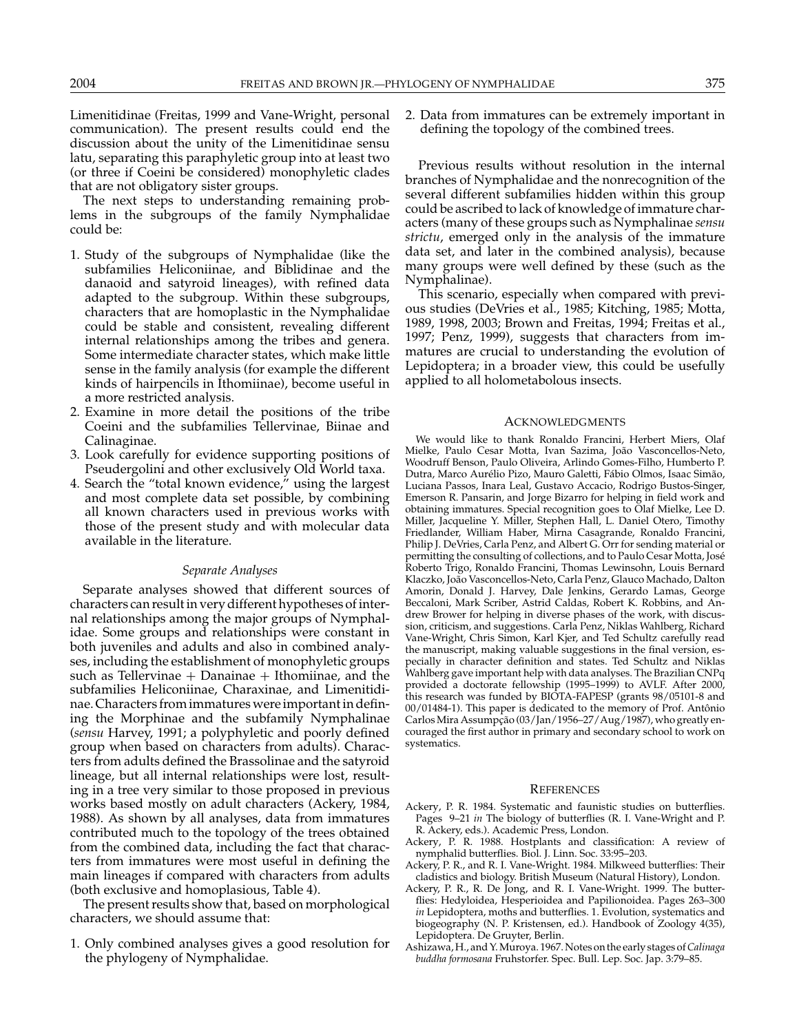Limenitidinae (Freitas, 1999 and Vane-Wright, personal communication). The present results could end the discussion about the unity of the Limenitidinae sensu latu, separating this paraphyletic group into at least two (or three if Coeini be considered) monophyletic clades that are not obligatory sister groups.

The next steps to understanding remaining problems in the subgroups of the family Nymphalidae could be:

1. Study of the subgroups of Nymphalidae (like the subfamilies Heliconiinae, and Biblidinae and the danaoid and satyroid lineages), with refined data adapted to the subgroup. Within these subgroups, characters that are homoplastic in the Nymphalidae could be stable and consistent, revealing different internal relationships among the tribes and genera. Some intermediate character states, which make little sense in the family analysis (for example the different kinds of hairpencils in Ithomiinae), become useful in a more restricted analysis.
2. Examine in more detail the positions of the tribe Coeini and the subfamilies Tellervinae, Biinae and Calinaginae.
3. Look carefully for evidence supporting positions of Pseudergolini and other exclusively Old World taxa.
4. Search the "total known evidence," using the largest and most complete data set possible, by combining all known characters used in previous works with those of the present study and with molecular data available in the literature.

### *Separate Analyses*

Separate analyses showed that different sources of characters can result in very different hypotheses of internal relationships among the major groups of Nymphalidae. Some groups and relationships were constant in both juveniles and adults and also in combined analyses, including the establishment of monophyletic groups such as Tellervinae + Danainae + Ithomiinae, and the subfamilies Heliconiinae, Charaxinae, and Limenitidinae. Characters from immatures were important in defining the Morphinae and the subfamily Nymphalinae (*sensu* Harvey, 1991; a polyphyletic and poorly defined group when based on characters from adults). Characters from adults defined the Brassolinae and the satyroid lineage, but all internal relationships were lost, resulting in a tree very similar to those proposed in previous works based mostly on adult characters (Ackery, 1984, 1988). As shown by all analyses, data from immatures contributed much to the topology of the trees obtained from the combined data, including the fact that characters from immatures were most useful in defining the main lineages if compared with characters from adults (both exclusive and homoplasious, Table 4).

The present results show that, based on morphological characters, we should assume that:

1. Only combined analyses gives a good resolution for the phylogeny of Nymphalidae.
2. Data from immatures can be extremely important in defining the topology of the combined trees.

Previous results without resolution in the internal branches of Nymphalidae and the nonrecognition of the several different subfamilies hidden within this group could be ascribed to lack of knowledge of immature characters (many of these groups such as Nymphalinae *sensu strictu*, emerged only in the analysis of the immature data set, and later in the combined analysis), because many groups were well defined by these (such as the Nymphalinae).

This scenario, especially when compared with previous studies (DeVries et al., 1985; Kitching, 1985; Motta, 1989, 1998, 2003; Brown and Freitas, 1994; Freitas et al., 1997; Penz, 1999), suggests that characters from immatures are crucial to understanding the evolution of Lepidoptera; in a broader view, this could be usefully applied to all holometabolous insects.

## Acknowledgments

We would like to thank Ronaldo Francini, Herbert Miers, Olaf Mielke, Paulo Cesar Motta, Ivan Sazima, João Vasconcellos-Neto, Woodruff Benson, Paulo Oliveira, Arlindo Gomes-Filho, Humberto P. Dutra, Marco Aurélio Pizo, Mauro Galetti, Fábio Olmos, Isaac Simão, Luciana Passos, Inara Leal, Gustavo Accacio, Rodrigo Bustos-Singer, Emerson R. Pansarin, and Jorge Bizarro for helping in field work and obtaining immatures. Special recognition goes to Olaf Mielke, Lee D. Miller, Jacqueline Y. Miller, Stephen Hall, L. Daniel Otero, Timothy Friedlander, William Haber, Mirna Casagrande, Ronaldo Francini, Philip J. DeVries, Carla Penz, and Albert G. Orr for sending material or permitting the consulting of collections, and to Paulo Cesar Motta, José Roberto Trigo, Ronaldo Francini, Thomas Lewinsohn, Louis Bernard Klaczko, João Vasconcellos-Neto, Carla Penz, Glauco Machado, Dalton Amorin, Donald J. Harvey, Dale Jenkins, Gerardo Lamas, George Beccaloni, Mark Scriber, Astrid Caldas, Robert K. Robbins, and Andrew Brower for helping in diverse phases of the work, with discussion, criticism, and suggestions. Carla Penz, Niklas Wahlberg, Richard Vane-Wright, Chris Simon, Karl Kjer, and Ted Schultz carefully read the manuscript, making valuable suggestions in the final version, especially in character definition and states. Ted Schultz and Niklas Wahlberg gave important help with data analyses. The Brazilian CNPq provided a doctorate fellowship (1995–1999) to AVLF. After 2000, this research was funded by BIOTA-FAPESP (grants 98/05101-8 and 00/01484-1). This paper is dedicated to the memory of Prof. Antônio Carlos Mira Assumpção (03/Jan/1956–27/Aug/1987), who greatly encouraged the first author in primary and secondary school to work on systematics.

## References

Ackery, P. R. 1984. Systematic and faunistic studies on butterflies. Pages 9–21 *in* The biology of butterflies (R. I. Vane-Wright and P. R. Ackery, eds.). Academic Press, London.

Ackery, P. R. 1988. Hostplants and classification: A review of nymphalid butterflies. Biol. J. Linn. Soc. 33:95–203.

Ackery, P. R., and R. I. Vane-Wright. 1984. Milkweed butterflies: Their cladistics and biology. British Museum (Natural History), London.

Ackery, P. R., R. De Jong, and R. I. Vane-Wright. 1999. The butterflies: Hedyloidea, Hesperioidea and Papilionoidea. Pages 263–300 *in* Lepidoptera, moths and butterflies. 1. Evolution, systematics and biogeography (N. P. Kristensen, ed.). Handbook of Zoology 4(35), Lepidoptera. De Gruyter, Berlin.

Ashizawa, H., and Y. Muroya. 1967. Notes on the early stages of *Calinaga buddha formosana* Fruhstorfer. Spec. Bull. Lep. Soc. Jap. 3:79–85.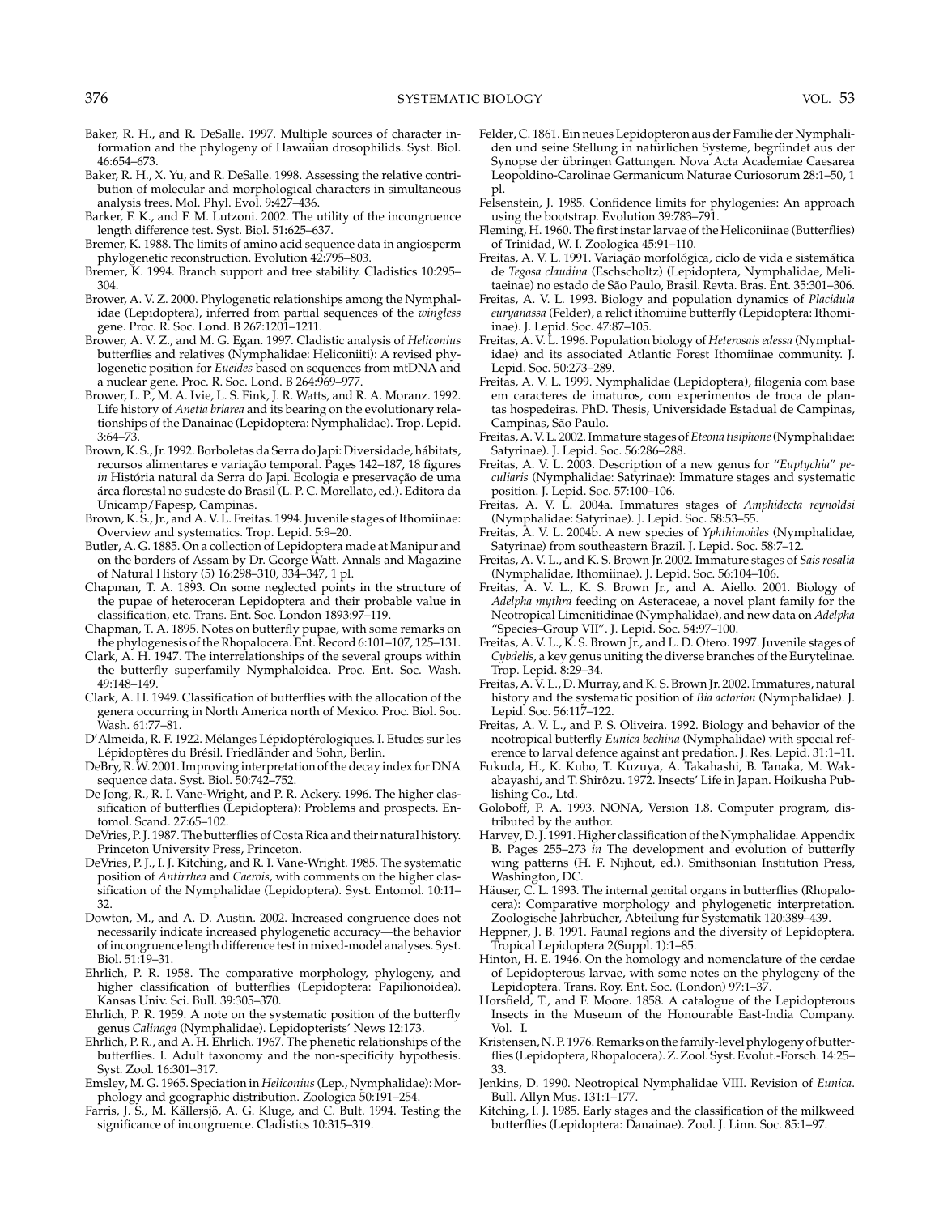Baker, R. H., and R. DeSalle. 1997. Multiple sources of character information and the phylogeny of Hawaiian drosophilids. Syst. Biol. 46:654–673.

Baker, R. H., X. Yu, and R. DeSalle. 1998. Assessing the relative contribution of molecular and morphological characters in simultaneous analysis trees. Mol. Phyl. Evol. 9:427–436.

Barker, F. K., and F. M. Lutzoni. 2002. The utility of the incongruence length difference test. Syst. Biol. 51:625–637.

Bremer, K. 1988. The limits of amino acid sequence data in angiosperm phylogenetic reconstruction. Evolution 42:795–803.

Bremer, K. 1994. Branch support and tree stability. Cladistics 10:295–304.

Brower, A. V. Z. 2000. Phylogenetic relationships among the Nymphalidae (Lepidoptera), inferred from partial sequences of the *wingless* gene. Proc. R. Soc. Lond. B 267:1201–1211.

Brower, A. V. Z., and M. G. Egan. 1997. Cladistic analysis of *Heliconius* butterflies and relatives (Nymphalidae: Heliconiiti): A revised phylogenetic position for *Eueides* based on sequences from mtDNA and a nuclear gene. Proc. R. Soc. Lond. B 264:969–977.

Brower, L. P., M. A. Ivie, L. S. Fink, J. R. Watts, and R. A. Moranz. 1992. Life history of *Anetia briarea* and its bearing on the evolutionary relationships of the Danainae (Lepidoptera: Nymphalidae). Trop. Lepid. 3:64–73.

Brown, K. S., Jr. 1992. Borboletas da Serra do Japi: Diversidade, hábitats, recursos alimentares e variação temporal. Pages 142–187, 18 figures *in* História natural da Serra do Japi. Ecologia e preservação de uma área florestal no sudeste do Brasil (L. P. C. Morellato, ed.). Editora da Unicamp/Fapesp, Campinas.

Brown, K. S., Jr., and A. V. L. Freitas. 1994. Juvenile stages of Ithomiinae: Overview and systematics. Trop. Lepid. 5:9–20.

Butler, A. G. 1885. On a collection of Lepidoptera made at Manipur and on the borders of Assam by Dr. George Watt. Annals and Magazine of Natural History (5) 16:298–310, 334–347, 1 pl.

Chapman, T. A. 1893. On some neglected points in the structure of the pupae of heteroceran Lepidoptera and their probable value in classification, etc. Trans. Ent. Soc. London 1893:97–119.

Chapman, T. A. 1895. Notes on butterfly pupae, with some remarks on the phylogenesis of the Rhopalocera. Ent. Record 6:101–107, 125–131.

Clark, A. H. 1947. The interrelationships of the several groups within the butterfly superfamily Nymphaloidea. Proc. Ent. Soc. Wash. 49:148–149.

Clark, A. H. 1949. Classification of butterflies with the allocation of the genera occurring in North America north of Mexico. Proc. Biol. Soc. Wash. 61:77–81.

D'Almeida, R. F. 1922. Mélanges Lépidoptérologiques. I. Etudes sur les Lépidoptères du Brésil. Friedländer and Sohn, Berlin.

DeBry, R. W. 2001. Improving interpretation of the decay index for DNA sequence data. Syst. Biol. 50:742–752.

De Jong, R., R. I. Vane-Wright, and P. R. Ackery. 1996. The higher classification of butterflies (Lepidoptera): Problems and prospects. Entomol. Scand. 27:65–102.

DeVries, P. J. 1987. The butterflies of Costa Rica and their natural history. Princeton University Press, Princeton.

DeVries, P. J., I. J. Kitching, and R. I. Vane-Wright. 1985. The systematic position of *Antirrhea* and *Caerois*, with comments on the higher classification of the Nymphalidae (Lepidoptera). Syst. Entomol. 10:11–32.

Dowton, M., and A. D. Austin. 2002. Increased congruence does not necessarily indicate increased phylogenetic accuracy—the behavior of incongruence length difference test in mixed-model analyses. Syst. Biol. 51:19–31.

Ehrlich, P. R. 1958. The comparative morphology, phylogeny, and higher classification of butterflies (Lepidoptera: Papilionoidea). Kansas Univ. Sci. Bull. 39:305–370.

Ehrlich, P. R. 1959. A note on the systematic position of the butterfly genus *Calinaga* (Nymphalidae). Lepidopterists' News 12:173.

Ehrlich, P. R., and A. H. Ehrlich. 1967. The phenetic relationships of the butterflies. I. Adult taxonomy and the non-specificity hypothesis. Syst. Zool. 16:301–317.

Emsley, M. G. 1965. Speciation in *Heliconius* (Lep., Nymphalidae): Morphology and geographic distribution. Zoologica 50:191–254.

Farris, J. S., M. Källersjö, A. G. Kluge, and C. Bult. 1994. Testing the significance of incongruence. Cladistics 10:315–319.

Felder, C. 1861. Ein neues Lepidopteron aus der Familie der Nymphaliden und seine Stellung in natürlichen Systeme, begründet aus der Synopse der übringen Gattungen. Nova Acta Academiae Caesarea Leopoldino-Carolinae Germanicum Naturae Curiosorum 28:1–50, 1 pl.

Felsenstein, J. 1985. Confidence limits for phylogenies: An approach using the bootstrap. Evolution 39:783–791.

Fleming, H. 1960. The first instar larvae of the Heliconiinae (Butterflies) of Trinidad, W. I. Zoologica 45:91–110.

Freitas, A. V. L. 1991. Variação morfológica, ciclo de vida e sistemática de *Tegosa claudina* (Eschscholtz) (Lepidoptera, Nymphalidae, Melitaeinae) no estado de São Paulo, Brasil. Revta. Bras. Ent. 35:301–306.

Freitas, A. V. L. 1993. Biology and population dynamics of *Placidula euryanassa* (Felder), a relict ithomiine butterfly (Lepidoptera: Ithomiinae). J. Lepid. Soc. 47:87–105.

Freitas, A. V. L. 1996. Population biology of *Heterosais edessa* (Nymphalidae) and its associated Atlantic Forest Ithomiinae community. J. Lepid. Soc. 50:273–289.

Freitas, A. V. L. 1999. Nymphalidae (Lepidoptera), filogenia com base em caracteres de imaturos, com experimentos de troca de plantas hospedeiras. PhD. Thesis, Universidade Estadual de Campinas, Campinas, São Paulo.

Freitas, A. V. L. 2002. Immature stages of *Eteona tisiphone* (Nymphalidae: Satyrinae). J. Lepid. Soc. 56:286–288.

Freitas, A. V. L. 2003. Description of a new genus for "*Euptychia*" *peculiaris* (Nymphalidae: Satyrinae): Immature stages and systematic position. J. Lepid. Soc. 57:100–106.

Freitas, A. V. L. 2004a. Immatures stages of *Amphidecta reynoldsi* (Nymphalidae: Satyrinae). J. Lepid. Soc. 58:53–55.

Freitas, A. V. L. 2004b. A new species of *Yphthimoides* (Nymphalidae, Satyrinae) from southeastern Brazil. J. Lepid. Soc. 58:7–12.

Freitas, A. V. L., and K. S. Brown Jr. 2002. Immature stages of *Sais rosalia* (Nymphalidae, Ithomiinae). J. Lepid. Soc. 56:104–106.

Freitas, A. V. L., K. S. Brown Jr., and A. Aiello. 2001. Biology of *Adelpha mythra* feeding on Asteraceae, a novel plant family for the Neotropical Limenitidinae (Nymphalidae), and new data on *Adelpha* "Species–Group VII". J. Lepid. Soc. 54:97–100.

Freitas, A. V. L., K. S. Brown Jr., and L. D. Otero. 1997. Juvenile stages of *Cybdelis*, a key genus uniting the diverse branches of the Eurytelinae. Trop. Lepid. 8:29–34.

Freitas, A. V. L., D. Murray, and K. S. Brown Jr. 2002. Immatures, natural history and the systematic position of *Bia actorion* (Nymphalidae). J. Lepid. Soc. 56:117–122.

Freitas, A. V. L., and P. S. Oliveira. 1992. Biology and behavior of the neotropical butterfly *Eunica bechina* (Nymphalidae) with special reference to larval defence against ant predation. J. Res. Lepid. 31:1–11.

Fukuda, H., K. Kubo, T. Kuzuya, A. Takahashi, B. Tanaka, M. Wakabayashi, and T. Shirôzu. 1972. Insects' Life in Japan. Hoikusha Publishing Co., Ltd.

Goloboff, P. A. 1993. NONA, Version 1.8. Computer program, distributed by the author.

Harvey, D. J. 1991. Higher classification of the Nymphalidae. Appendix B. Pages 255–273 *in* The development and evolution of butterfly wing patterns (H. F. Nijhout, ed.). Smithsonian Institution Press, Washington, DC.

Häuser, C. L. 1993. The internal genital organs in butterflies (Rhopalocera): Comparative morphology and phylogenetic interpretation. Zoologische Jahrbücher, Abteilung für Systematik 120:389–439.

Heppner, J. B. 1991. Faunal regions and the diversity of Lepidoptera. Tropical Lepidoptera 2(Suppl. 1):1–85.

Hinton, H. E. 1946. On the homology and nomenclature of the cerdae of Lepidopterous larvae, with some notes on the phylogeny of the Lepidoptera. Trans. Roy. Ent. Soc. (London) 97:1–37.

Horsfield, T., and F. Moore. 1858. A catalogue of the Lepidopterous Insects in the Museum of the Honourable East-India Company. Vol. I.

Kristensen, N. P. 1976. Remarks on the family-level phylogeny of butterflies (Lepidoptera, Rhopalocera). Z. Zool. Syst. Evolut.-Forsch. 14:25–33.

Jenkins, D. 1990. Neotropical Nymphalidae VIII. Revision of *Eunica*. Bull. Allyn Mus. 131:1–177.

Kitching, I. J. 1985. Early stages and the classification of the milkweed butterflies (Lepidoptera: Danainae). Zool. J. Linn. Soc. 85:1–97.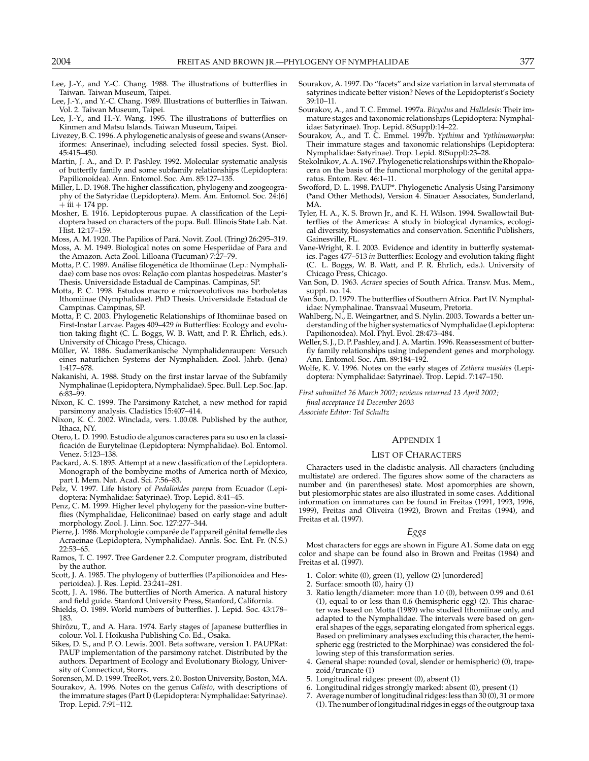Lee, J.-Y., and Y.-C. Chang. 1988. The illustrations of butterflies in Taiwan. Taiwan Museum, Taipei.

Lee, J.-Y., and Y.-C. Chang. 1989. Illustrations of butterflies in Taiwan. Vol. 2. Taiwan Museum, Taipei.

Lee, J.-Y., and H.-Y. Wang. 1995. The illustrations of butterflies on Kinmen and Matsu Islands. Taiwan Museum, Taipei.

Livezey, B. C. 1996. A phylogenetic analysis of geese and swans (Anseriformes: Anserinae), including selected fossil species. Syst. Biol. 45:415–450.

Martin, J. A., and D. P. Pashley. 1992. Molecular systematic analysis of butterfly family and some subfamily relationships (Lepidoptera: Papilionoidea). Ann. Entomol. Soc. Am. 85:127–135.

Miller, L. D. 1968. The higher classification, phylogeny and zoogeography of the Satyridae (Lepidoptera). Mem. Am. Entomol. Soc. 24:[6] + iii + 174 pp.

Mosher, E. 1916. Lepidopterous pupae. A classification of the Lepidoptera based on characters of the pupa. Bull. Illinois State Lab. Nat. Hist. 12:17–159.

Moss, A. M. 1920. The Papilios of Pará. Novit. Zool. (Tring) 26:295–319.

Moss, A. M. 1949. Biological notes on some Hesperiidae of Para and the Amazon. Acta Zool. Lilloana (Tucuman) 7:27–79.

Motta, P. C. 1989. Análise filogenética de Ithomiinae (Lep.: Nymphalidae) com base nos ovos: Relação com plantas hospedeiras. Master's Thesis. Universidade Estadual de Campinas. Campinas, SP.

Motta, P. C. 1998. Estudos macro e microevolutivos nas borboletas Ithomiinae (Nymphalidae). PhD Thesis. Universidade Estadual de Campinas. Campinas, SP.

Motta, P. C. 2003. Phylogenetic Relationships of Ithomiinae based on First-Instar Larvae. Pages 409–429 *in* Butterflies: Ecology and evolution taking flight (C. L. Boggs, W. B. Watt, and P. R. Ehrlich, eds.). University of Chicago Press, Chicago.

Müller, W. 1886. Sudamerikanische Nymphalidenraupen: Versuch eines naturlichen Systems der Nymphaliden. Zool. Jahrb. (Jena) 1:417–678.

Nakanishi, A. 1988. Study on the first instar larvae of the Subfamily Nymphalinae (Lepidoptera, Nymphalidae). Spec. Bull. Lep. Soc. Jap. 6:83–99.

Nixon, K. C. 1999. The Parsimony Ratchet, a new method for rapid parsimony analysis. Cladistics 15:407–414.

Nixon, K. C. 2002. Winclada, vers. 1.00.08. Published by the author, Ithaca, NY.

Otero, L. D. 1990. Estudio de algunos caracteres para su uso en la classificación de Eurytelinae (Lepidoptera: Nymphalidae). Bol. Entomol. Venez. 5:123–138.

Packard, A. S. 1895. Attempt at a new classification of the Lepidoptera. Monograph of the bombycine moths of America north of Mexico, part I. Mem. Nat. Acad. Sci. 7:56–83.

Pelz, V. 1997. Life history of *Pedalioides parepa* from Ecuador (Lepidoptera: Nymhalidae: Satyrinae). Trop. Lepid. 8:41–45.

Penz, C. M. 1999. Higher level phylogeny for the passion-vine butterflies (Nymphalidae, Heliconiinae) based on early stage and adult morphology. Zool. J. Linn. Soc. 127:277–344.

Pierre, J. 1986. Morphologie comparée de l'appareil génital femelle des Acraeinae (Lepidoptera, Nymphalidae). Annls. Soc. Ent. Fr. (N.S.) 22:53–65.

Ramos, T. C. 1997. Tree Gardener 2.2. Computer program, distributed by the author.

Scott, J. A. 1985. The phylogeny of butterflies (Papilionoidea and Hesperioidea). J. Res. Lepid. 23:241–281.

Scott, J. A. 1986. The butterflies of North America. A natural history and field guide. Stanford University Press, Stanford, California.

Shields, O. 1989. World numbers of butterflies. J. Lepid. Soc. 43:178–183.

Shirôzu, T., and A. Hara. 1974. Early stages of Japanese butterflies in colour. Vol. I. Hoikusha Publishing Co. Ed., Osaka.

Sikes, D. S., and P. O. Lewis. 2001. Beta software, version 1. PAUPRat: PAUP implementation of the parsimony ratchet. Distributed by the authors. Department of Ecology and Evolutionary Biology, University of Connecticut, Storrs.

Sorensen, M. D. 1999. TreeRot, vers. 2.0. Boston University, Boston, MA.

Sourakov, A. 1996. Notes on the genus *Calisto*, with descriptions of the immature stages (Part I) (Lepidoptera: Nymphalidae: Satyrinae). Trop. Lepid. 7:91–112.

Sourakov, A. 1997. Do "facets" and size variation in larval stemmata of satyrines indicate better vision? News of the Lepidopterist's Society 39:10–11.

Sourakov, A., and T. C. Emmel. 1997a. *Bicyclus* and *Hallelesis*: Their immature stages and taxonomic relationships (Lepidoptera: Nymphalidae: Satyrinae). Trop. Lepid. 8(Suppl):14–22.

Sourakov, A., and T. C. Emmel. 1997b. *Ypthima* and *Ypthimomorpha*: Their immature stages and taxonomic relationships (Lepidoptera: Nymphalidae: Satyrinae). Trop. Lepid. 8(Suppl):23–28.

Stekolnikov, A. A. 1967. Phylogenetic relationships within the Rhopalocera on the basis of the functional morphology of the genital apparatus. Entom. Rev. 46:1–11.

Swofford, D. L. 1998. PAUP*. Phylogenetic Analysis Using Parsimony (*and Other Methods), Version 4. Sinauer Associates, Sunderland, MA.

Tyler, H. A., K. S. Brown Jr., and K. H. Wilson. 1994. Swallowtail Butterflies of the Americas: A study in biological dynamics, ecological diversity, biosystematics and conservation. Scientific Publishers, Gainesville, FL.

Vane-Wright, R. I. 2003. Evidence and identity in butterfly systematics. Pages 477–513 *in* Butterflies: Ecology and evolution taking flight (C. L. Boggs, W. B. Watt, and P. R. Ehrlich, eds.). University of Chicago Press, Chicago.

Van Son, D. 1963. *Acraea* species of South Africa. Transv. Mus. Mem., suppl. no. 14.

Van Son, D. 1979. The butterflies of Southern Africa. Part IV. Nymphalidae: Nymphalinae. Transvaal Museum, Pretoria.

Wahlberg, N., E. Weingartner, and S. Nylin. 2003. Towards a better understanding of the higher systematics of Nymphalidae (Lepidoptera: Papilionoidea). Mol. Phyl. Evol. 28:473–484.

Weller, S. J., D. P. Pashley, and J. A. Martin. 1996. Reassessment of butterfly family relationships using independent genes and morphology. Ann. Entomol. Soc. Am. 89:184–192.

Wolfe, K. V. 1996. Notes on the early stages of *Zethera musides* (Lepidoptera: Nymphalidae: Satyrinae). Trop. Lepid. 7:147–150.

*First submitted 26 March 2002; reviews returned 13 April 2002; final acceptance 14 December 2003*
*Associate Editor: Ted Schultz*

## APPENDIX 1

### LIST OF CHARACTERS

Characters used in the cladistic analysis. All characters (including multistate) are ordered. The figures show some of the characters as number and (in parentheses) state. Most apomorphies are shown, but plesiomorphic states are also illustrated in some cases. Additional information on immatures can be found in Freitas (1991, 1993, 1996, 1999), Freitas and Oliveira (1992), Brown and Freitas (1994), and Freitas et al. (1997).

### *Eggs*

Most characters for eggs are shown in Figure A1. Some data on egg color and shape can be found also in Brown and Freitas (1984) and Freitas et al. (1997).

1. Color: white (0), green (1), yellow (2) [unordered]
2. Surface: smooth (0), hairy (1)
3. Ratio length/diameter: more than 1.0 (0), between 0.99 and 0.61 (1), equal to or less than 0.6 (hemispheric egg) (2). This character was based on Motta (1989) who studied Ithomiinae only, and adapted to the Nymphalidae. The intervals were based on general shapes of the eggs, separating elongated from spherical eggs. Based on preliminary analyses excluding this character, the hemispheric egg (restricted to the Morphinae) was considered the following step of this transformation series.
4. General shape: rounded (oval, slender or hemispheric) (0), trapezoid/truncate (1)
5. Longitudinal ridges: present (0), absent (1)
6. Longitudinal ridges strongly marked: absent (0), present (1)
7. Average number of longitudinal ridges: less than 30 (0), 31 or more (1). The number of longitudinal ridges in eggs of the outgroup taxa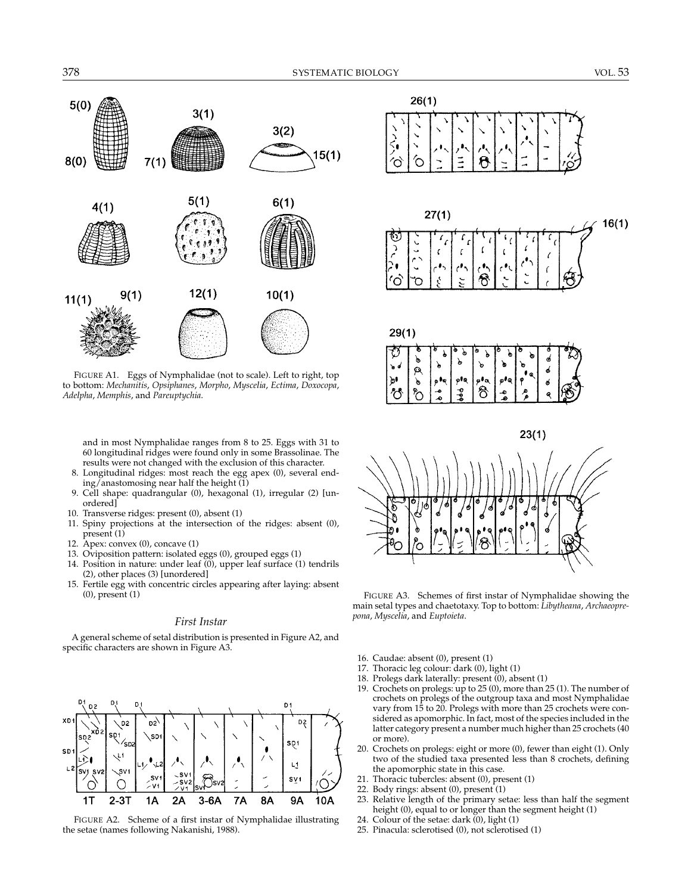FIGURE A1. Eggs of Nymphalidae (not to scale). Left to right, top to bottom: *Mechanitis*, *Opsiphanes*, *Morpho*, *Myscelia*, *Ectima*, *Doxocopa*, *Adelpha*, *Memphis*, and *Pareuptychia*.

and in most Nymphalidae ranges from 8 to 25. Eggs with 31 to 60 longitudinal ridges were found only in some Brassolinae. The results were not changed with the exclusion of this character.

8. Longitudinal ridges: most reach the egg apex (0), several ending/anastomosing near half the height (1)
9. Cell shape: quadrangular (0), hexagonal (1), irregular (2) [unordered]
10. Transverse ridges: present (0), absent (1)
11. Spiny projections at the intersection of the ridges: absent (0), present (1)
12. Apex: convex (0), concave (1)
13. Oviposition pattern: isolated eggs (0), grouped eggs (1)
14. Position in nature: under leaf (0), upper leaf surface (1) tendrils (2), other places (3) [unordered]
15. Fertile egg with concentric circles appearing after laying: absent (0), present (1)

### First Instar

A general scheme of setal distribution is presented in Figure A2, and specific characters are shown in Figure A3.

FIGURE A2. Scheme of a first instar of Nymphalidae illustrating the setae (names following Nakanishi, 1988).

FIGURE A3. Schemes of first instar of Nymphalidae showing the main setal types and chaetotaxy. Top to bottom: *Libytheana*, *Archaeoprepona*, *Myscelia*, and *Euptoieta*.

16. Caudae: absent (0), present (1)
17. Thoracic leg colour: dark (0), light (1)
18. Prolegs dark laterally: present (0), absent (1)
19. Crochets on prolegs: up to 25 (0), more than 25 (1). The number of crochets on prolegs of the outgroup taxa and most Nymphalidae vary from 15 to 20. Prolegs with more than 25 crochets were considered as apomorphic. In fact, most of the species included in the latter category present a number much higher than 25 crochets (40 or more).
20. Crochets on prolegs: eight or more (0), fewer than eight (1). Only two of the studied taxa presented less than 8 crochets, defining the apomorphic state in this case.
21. Thoracic tubercles: absent (0), present (1)
22. Body rings: absent (0), present (1)
23. Relative length of the primary setae: less than half the segment height (0), equal to or longer than the segment height (1)
24. Colour of the setae: dark (0), light (1)
25. Pinacula: sclerotised (0), not sclerotised (1)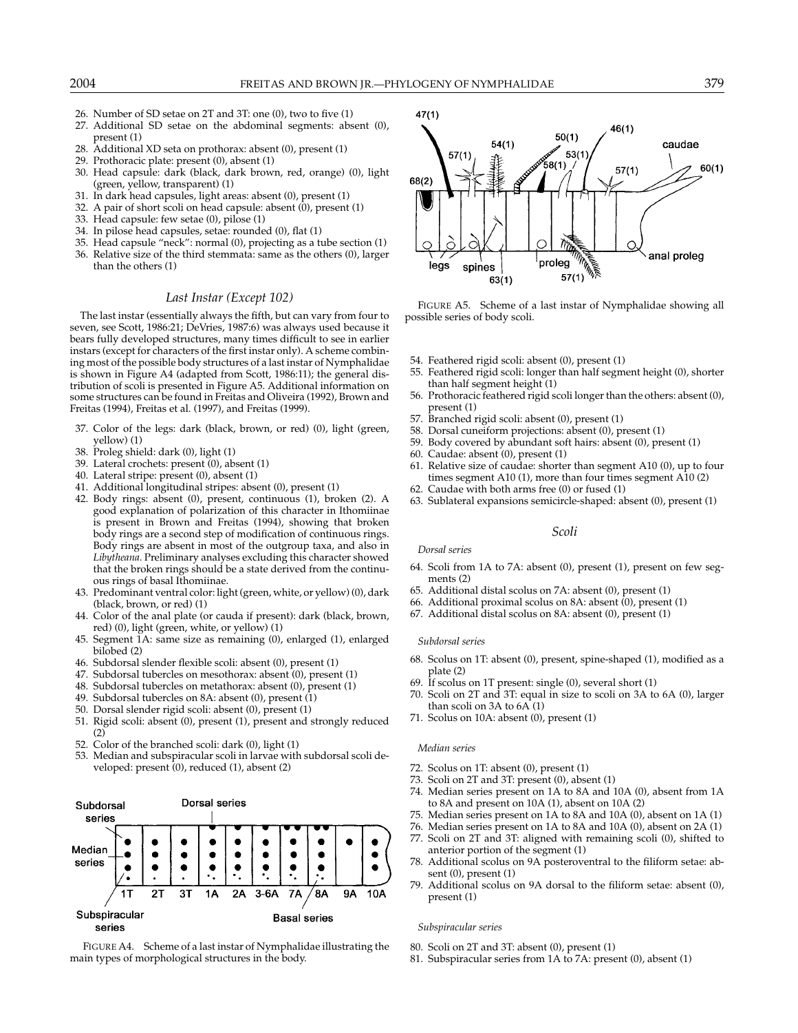26. Number of SD setae on 2T and 3T: one (0), two to five (1)
27. Additional SD setae on the abdominal segments: absent (0), present (1)
28. Additional XD seta on prothorax: absent (0), present (1)
29. Prothoracic plate: present (0), absent (1)
30. Head capsule: dark (black, dark brown, red, orange) (0), light (green, yellow, transparent) (1)
31. In dark head capsules, light areas: absent (0), present (1)
32. A pair of short scoli on head capsule: absent (0), present (1)
33. Head capsule: few setae (0), pilose (1)
34. In pilose head capsules, setae: rounded (0), flat (1)
35. Head capsule "neck": normal (0), projecting as a tube section (1)
36. Relative size of the third stemmata: same as the others (0), larger than the others (1)

### *Last Instar (Except 102)*

The last instar (essentially always the fifth, but can vary from four to seven, see Scott, 1986:21; DeVries, 1987:6) was always used because it bears fully developed structures, many times difficult to see in earlier instars (except for characters of the first instar only). A scheme combining most of the possible body structures of a last instar of Nymphalidae is shown in Figure A4 (adapted from Scott, 1986:11); the general distribution of scoli is presented in Figure A5. Additional information on some structures can be found in Freitas and Oliveira (1992), Brown and Freitas (1994), Freitas et al. (1997), and Freitas (1999).

37. Color of the legs: dark (black, brown, or red) (0), light (green, yellow) (1)
38. Proleg shield: dark (0), light (1)
39. Lateral crochets: present (0), absent (1)
40. Lateral stripe: present (0), absent (1)
41. Additional longitudinal stripes: absent (0), present (1)
42. Body rings: absent (0), present, continuous (1), broken (2). A good explanation of polarization of this character in Ithomiinae is present in Brown and Freitas (1994), showing that broken body rings are a second step of modification of continuous rings. Body rings are absent in most of the outgroup taxa, and also in *Libytheana*. Preliminary analyses excluding this character showed that the broken rings should be a state derived from the continuous rings of basal Ithomiinae.
43. Predominant ventral color: light (green, white, or yellow) (0), dark (black, brown, or red) (1)
44. Color of the anal plate (or cauda if present): dark (black, brown, red) (0), light (green, white, or yellow) (1)
45. Segment 1A: same size as remaining (0), enlarged (1), enlarged bilobed (2)
46. Subdorsal slender flexible scoli: absent (0), present (1)
47. Subdorsal tubercles on mesothorax: absent (0), present (1)
48. Subdorsal tubercles on metathorax: absent (0), present (1)
49. Subdorsal tubercles on 8A: absent (0), present (1)
50. Dorsal slender rigid scoli: absent (0), present (1)
51. Rigid scoli: absent (0), present (1), present and strongly reduced (2)
52. Color of the branched scoli: dark (0), light (1)
53. Median and subspiracular scoli in larvae with subdorsal scoli developed: present (0), reduced (1), absent (2)

FIGURE A4. Scheme of a last instar of Nymphalidae illustrating the main types of morphological structures in the body.

FIGURE A5. Scheme of a last instar of Nymphalidae showing all possible series of body scoli.

54. Feathered rigid scoli: absent (0), present (1)
55. Feathered rigid scoli: longer than half segment height (0), shorter than half segment height (1)
56. Prothoracic feathered rigid scoli longer than the others: absent (0), present (1)
57. Branched rigid scoli: absent (0), present (1)
58. Dorsal cuneiform projections: absent (0), present (1)
59. Body covered by abundant soft hairs: absent (0), present (1)
60. Caudae: absent (0), present (1)
61. Relative size of caudae: shorter than segment A10 (0), up to four times segment A10 (1), more than four times segment A10 (2)
62. Caudae with both arms free (0) or fused (1)
63. Sublateral expansions semicircle-shaped: absent (0), present (1)

### *Scoli*

#### *Dorsal series*

64. Scoli from 1A to 7A: absent (0), present (1), present on few segments (2)
65. Additional distal scolus on 7A: absent (0), present (1)
66. Additional proximal scolus on 8A: absent (0), present (1)
67. Additional distal scolus on 8A: absent (0), present (1)

#### *Subdorsal series*

68. Scolus on 1T: absent (0), present, spine-shaped (1), modified as a plate (2)
69. If scolus on 1T present: single (0), several short (1)
70. Scoli on 2T and 3T: equal in size to scoli on 3A to 6A (0), larger than scoli on 3A to 6A (1)
71. Scolus on 10A: absent (0), present (1)

#### *Median series*

72. Scolus on 1T: absent (0), present (1)
73. Scoli on 2T and 3T: present (0), absent (1)
74. Median series present on 1A to 8A and 10A (0), absent from 1A to 8A and present on 10A (1), absent on 10A (2)
75. Median series present on 1A to 8A and 10A (0), absent on 1A (1)
76. Median series present on 1A to 8A and 10A (0), absent on 2A (1)
77. Scoli on 2T and 3T: aligned with remaining scoli (0), shifted to anterior portion of the segment (1)
78. Additional scolus on 9A posteroventral to the filiform setae: absent (0), present (1)
79. Additional scolus on 9A dorsal to the filiform setae: absent (0), present (1)

#### *Subspiracular series*

80. Scoli on 2T and 3T: absent (0), present (1)
81. Subspiracular series from 1A to 7A: present (0), absent (1)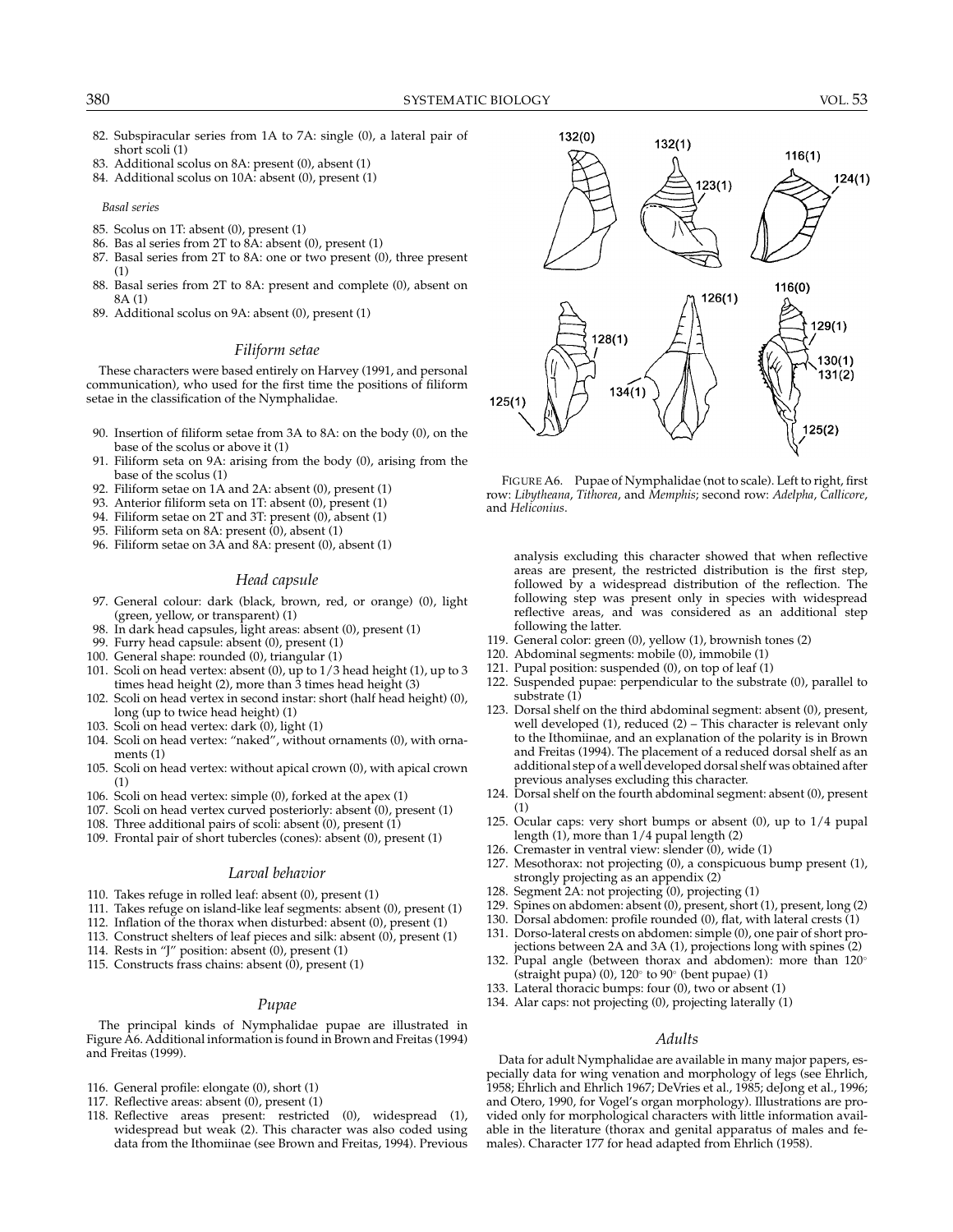82. Subspiracular series from 1A to 7A: single (0), a lateral pair of short scoli (1)
83. Additional scolus on 8A: present (0), absent (1)
84. Additional scolus on 10A: absent (0), present (1)

*Basal series*

85. Scolus on 1T: absent (0), present (1)
86. Bas al series from 2T to 8A: absent (0), present (1)
87. Basal series from 2T to 8A: one or two present (0), three present (1)
88. Basal series from 2T to 8A: present and complete (0), absent on 8A (1)
89. Additional scolus on 9A: absent (0), present (1)

### *Filiform setae*

These characters were based entirely on Harvey (1991, and personal communication), who used for the first time the positions of filiform setae in the classification of the Nymphalidae.

90. Insertion of filiform setae from 3A to 8A: on the body (0), on the base of the scolus or above it (1)
91. Filiform seta on 9A: arising from the body (0), arising from the base of the scolus (1)
92. Filiform setae on 1A and 2A: absent (0), present (1)
93. Anterior filiform seta on 1T: absent (0), present (1)
94. Filiform setae on 2T and 3T: present (0), absent (1)
95. Filiform seta on 8A: present (0), absent (1)
96. Filiform setae on 3A and 8A: present (0), absent (1)

### *Head capsule*

97. General colour: dark (black, brown, red, or orange) (0), light (green, yellow, or transparent) (1)
98. In dark head capsules, light areas: absent (0), present (1)
99. Furry head capsule: absent (0), present (1)
100. General shape: rounded (0), triangular (1)
101. Scoli on head vertex: absent (0), up to 1/3 head height (1), up to 3 times head height (2), more than 3 times head height (3)
102. Scoli on head vertex in second instar: short (half head height) (0), long (up to twice head height) (1)
103. Scoli on head vertex: dark (0), light (1)
104. Scoli on head vertex: "naked", without ornaments (0), with ornaments (1)
105. Scoli on head vertex: without apical crown (0), with apical crown (1)
106. Scoli on head vertex: simple (0), forked at the apex (1)
107. Scoli on head vertex curved posteriorly: absent (0), present (1)
108. Three additional pairs of scoli: absent (0), present (1)
109. Frontal pair of short tubercles (cones): absent (0), present (1)

### *Larval behavior*

110. Takes refuge in rolled leaf: absent (0), present (1)
111. Takes refuge on island-like leaf segments: absent (0), present (1)
112. Inflation of the thorax when disturbed: absent (0), present (1)
113. Construct shelters of leaf pieces and silk: absent (0), present (1)
114. Rests in "J" position: absent (0), present (1)
115. Constructs frass chains: absent (0), present (1)

### *Pupae*

The principal kinds of Nymphalidae pupae are illustrated in Figure A6. Additional information is found in Brown and Freitas (1994) and Freitas (1999).

116. General profile: elongate (0), short (1)
117. Reflective areas: absent (0), present (1)
118. Reflective areas present: restricted (0), widespread (1), widespread but weak (2). This character was also coded using data from the Ithomiinae (see Brown and Freitas, 1994). Previous analysis excluding this character showed that when reflective areas are present, the restricted distribution is the first step, followed by a widespread distribution of the reflection. The following step was present only in species with widespread reflective areas, and was considered as an additional step following the latter.

FIGURE A6. Pupae of Nymphalidae (not to scale). Left to right, first row: *Libytheana*, *Tithorea*, and *Memphis*; second row: *Adelpha*, *Callicore*, and *Heliconius*.

119. General color: green (0), yellow (1), brownish tones (2)
120. Abdominal segments: mobile (0), immobile (1)
121. Pupal position: suspended (0), on top of leaf (1)
122. Suspended pupae: perpendicular to the substrate (0), parallel to substrate (1)
123. Dorsal shelf on the third abdominal segment: absent (0), present, well developed (1), reduced (2) – This character is relevant only to the Ithomiinae, and an explanation of the polarity is in Brown and Freitas (1994). The placement of a reduced dorsal shelf as an additional step of a well developed dorsal shelf was obtained after previous analyses excluding this character.
124. Dorsal shelf on the fourth abdominal segment: absent (0), present (1)
125. Ocular caps: very short bumps or absent (0), up to 1/4 pupal length (1), more than 1/4 pupal length (2)
126. Cremaster in ventral view: slender (0), wide (1)
127. Mesothorax: not projecting (0), a conspicuous bump present (1), strongly projecting as an appendix (2)
128. Segment 2A: not projecting (0), projecting (1)
129. Spines on abdomen: absent (0), present, short (1), present, long (2)
130. Dorsal abdomen: profile rounded (0), flat, with lateral crests (1)
131. Dorso-lateral crests on abdomen: simple (0), one pair of short projections between 2A and 3A (1), projections long with spines (2)
132. Pupal angle (between thorax and abdomen): more than 120° (straight pupa) (0), 120° to 90° (bent pupae) (1)
133. Lateral thoracic bumps: four (0), two or absent (1)
134. Alar caps: not projecting (0), projecting laterally (1)

### *Adults*

Data for adult Nymphalidae are available in many major papers, especially data for wing venation and morphology of legs (see Ehrlich, 1958; Ehrlich and Ehrlich 1967; DeVries et al., 1985; deJong et al., 1996; and Otero, 1990, for Vogel's organ morphology). Illustrations are provided only for morphological characters with little information available in the literature (thorax and genital apparatus of males and females). Character 177 for head adapted from Ehrlich (1958).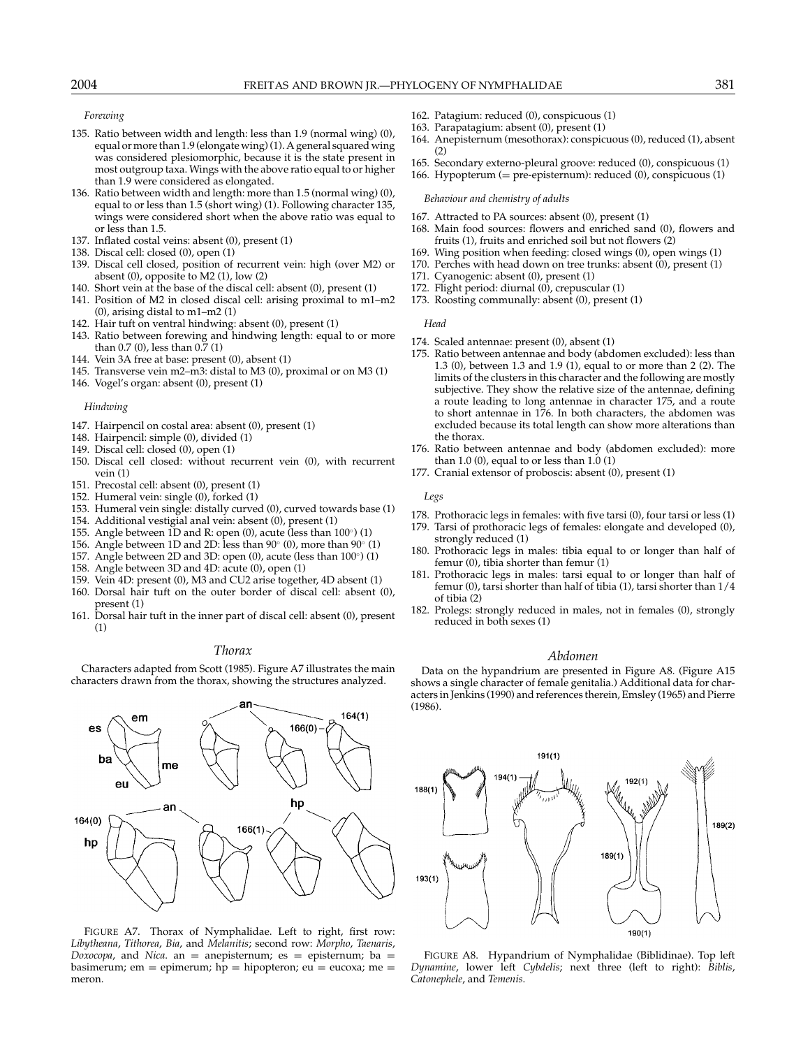*Forewing*

135. Ratio between width and length: less than 1.9 (normal wing) (0), equal or more than 1.9 (elongate wing) (1). A general squared wing was considered plesiomorphic, because it is the state present in most outgroup taxa. Wings with the above ratio equal to or higher than 1.9 were considered as elongated.
136. Ratio between width and length: more than 1.5 (normal wing) (0), equal to or less than 1.5 (short wing) (1). Following character 135, wings were considered short when the above ratio was equal to or less than 1.5.
137. Inflated costal veins: absent (0), present (1)
138. Discal cell: closed (0), open (1)
139. Discal cell closed, position of recurrent vein: high (over M2) or absent (0), opposite to M2 (1), low (2)
140. Short vein at the base of the discal cell: absent (0), present (1)
141. Position of M2 in closed discal cell: arising proximal to m1–m2 (0), arising distal to m1–m2 (1)
142. Hair tuft on ventral hindwing: absent (0), present (1)
143. Ratio between forewing and hindwing length: equal to or more than 0.7 (0), less than 0.7 (1)
144. Vein 3A free at base: present (0), absent (1)
145. Transverse vein m2–m3: distal to M3 (0), proximal or on M3 (1)
146. Vogel's organ: absent (0), present (1)

*Hindwing*

147. Hairpencil on costal area: absent (0), present (1)
148. Hairpencil: simple (0), divided (1)
149. Discal cell: closed (0), open (1)
150. Discal cell closed: without recurrent vein (0), with recurrent vein (1)
151. Precostal cell: absent (0), present (1)
152. Humeral vein: single (0), forked (1)
153. Humeral vein single: distally curved (0), curved towards base (1)
154. Additional vestigial anal vein: absent (0), present (1)
155. Angle between 1D and R: open (0), acute (less than 100°) (1)
156. Angle between 1D and 2D: less than 90° (0), more than 90° (1)
157. Angle between 2D and 3D: open (0), acute (less than 100°) (1)
158. Angle between 3D and 4D: acute (0), open (1)
159. Vein 4D: present (0), M3 and CU2 arise together, 4D absent (1)
160. Dorsal hair tuft on the outer border of discal cell: absent (0), present (1)
161. Dorsal hair tuft in the inner part of discal cell: absent (0), present (1)

## Thorax

Characters adapted from Scott (1985). Figure A7 illustrates the main characters drawn from the thorax, showing the structures analyzed.

FIGURE A7. Thorax of Nymphalidae. Left to right, first row: *Libytheana*, *Tithorea*, *Bia*, and *Melanitis*; second row: *Morpho*, *Taenaris*, *Doxocopa*, and *Nica*. an = anepisternum; es = episternum; ba = basimerum; em = epimerum; hp = hipopteron; eu = eucoxa; me = meron.

162. Patagium: reduced (0), conspicuous (1)
163. Parapatagium: absent (0), present (1)
164. Anepisternum (mesothorax): conspicuous (0), reduced (1), absent (2)
165. Secondary externo-pleural groove: reduced (0), conspicuous (1)
166. Hypopterum (= pre-episternum): reduced (0), conspicuous (1)

*Behaviour and chemistry of adults*

167. Attracted to PA sources: absent (0), present (1)
168. Main food sources: flowers and enriched sand (0), flowers and fruits (1), fruits and enriched soil but not flowers (2)
169. Wing position when feeding: closed wings (0), open wings (1)
170. Perches with head down on tree trunks: absent (0), present (1)
171. Cyanogenic: absent (0), present (1)
172. Flight period: diurnal (0), crepuscular (1)
173. Roosting communally: absent (0), present (1)

*Head*

174. Scaled antennae: present (0), absent (1)
175. Ratio between antennae and body (abdomen excluded): less than 1.3 (0), between 1.3 and 1.9 (1), equal to or more than 2 (2). The limits of the clusters in this character and the following are mostly subjective. They show the relative size of the antennae, defining a route leading to long antennae in character 175, and a route to short antennae in 176. In both characters, the abdomen was excluded because its total length can show more alterations than the thorax.
176. Ratio between antennae and body (abdomen excluded): more than 1.0 (0), equal to or less than 1.0 (1)
177. Cranial extensor of proboscis: absent (0), present (1)

*Legs*

178. Prothoracic legs in females: with five tarsi (0), four tarsi or less (1)
179. Tarsi of prothoracic legs of females: elongate and developed (0), strongly reduced (1)
180. Prothoracic legs in males: tibia equal to or longer than half of femur (0), tibia shorter than femur (1)
181. Prothoracic legs in males: tarsi equal to or longer than half of femur (0), tarsi shorter than half of tibia (1), tarsi shorter than 1/4 of tibia (2)
182. Prolegs: strongly reduced in males, not in females (0), strongly reduced in both sexes (1)

## Abdomen

Data on the hypandrium are presented in Figure A8. (Figure A15 shows a single character of female genitalia.) Additional data for characters in Jenkins (1990) and references therein, Emsley (1965) and Pierre (1986).

FIGURE A8. Hypandrium of Nymphalidae (Biblidinae). Top left *Dynamine*, lower left *Cybdelis*; next three (left to right): *Biblis*, *Catonephele*, and *Temenis*.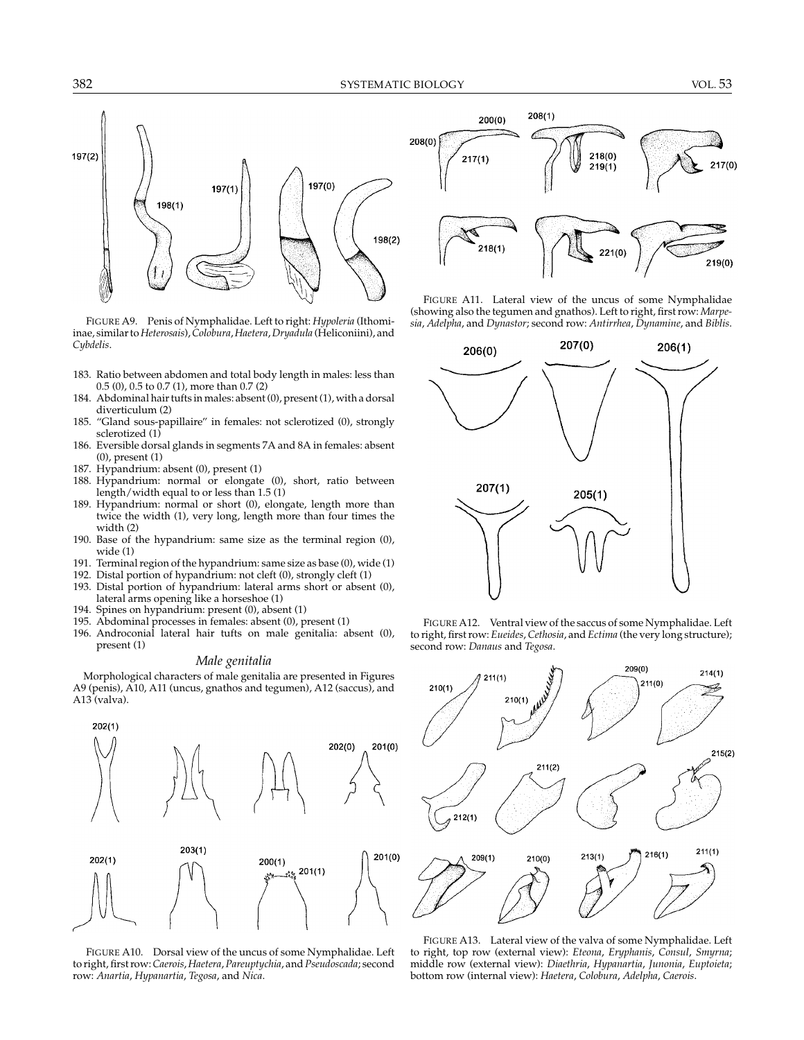FIGURE A9. Penis of Nymphalidae. Left to right: *Hypoleria* (Ithomiinae, similar to *Heterosais*), *Colobura*, *Haetera*, *Dryadula* (Heliconiini), and *Cybdelis*.

183. Ratio between abdomen and total body length in males: less than 0.5 (0), 0.5 to 0.7 (1), more than 0.7 (2)
184. Abdominal hair tufts in males: absent (0), present (1), with a dorsal diverticulum (2)
185. "Gland sous-papillaire" in females: not sclerotized (0), strongly sclerotized (1)
186. Eversible dorsal glands in segments 7A and 8A in females: absent (0), present (1)
187. Hypandrium: absent (0), present (1)
188. Hypandrium: normal or elongate (0), short, ratio between length/width equal to or less than 1.5 (1)
189. Hypandrium: normal or short (0), elongate, length more than twice the width (1), very long, length more than four times the width (2)
190. Base of the hypandrium: same size as the terminal region (0), wide (1)
191. Terminal region of the hypandrium: same size as base (0), wide (1)
192. Distal portion of hypandrium: not cleft (0), strongly cleft (1)
193. Distal portion of hypandrium: lateral arms short or absent (0), lateral arms opening like a horseshoe (1)
194. Spines on hypandrium: present (0), absent (1)
195. Abdominal processes in females: absent (0), present (1)
196. Androconial lateral hair tufts on male genitalia: absent (0), present (1)

### *Male genitalia*

Morphological characters of male genitalia are presented in Figures A9 (penis), A10, A11 (uncus, gnathos and tegumen), A12 (saccus), and A13 (valva).

FIGURE A10. Dorsal view of the uncus of some Nymphalidae. Left to right, first row: *Caerois*, *Haetera*, *Pareuptychia*, and *Pseudoscada*; second row: *Anartia*, *Hypanartia*, *Tegosa*, and *Nica*.

FIGURE A11. Lateral view of the uncus of some Nymphalidae (showing also the tegumen and gnathos). Left to right, first row: *Marpesia*, *Adelpha*, and *Dynastor*; second row: *Antirrhea*, *Dynamine*, and *Biblis*.

FIGURE A12. Ventral view of the saccus of some Nymphalidae. Left to right, first row: *Eueides*, *Cethosia*, and *Ectima* (the very long structure); second row: *Danaus* and *Tegosa*.

FIGURE A13. Lateral view of the valva of some Nymphalidae. Left to right, top row (external view): *Eteona*, *Eryphanis*, *Consul*, *Smyrna*; middle row (external view): *Diaethria*, *Hypanartia*, *Junonia*, *Euptoieta*; bottom row (internal view): *Haetera*, *Colobura*, *Adelpha*, *Caerois*.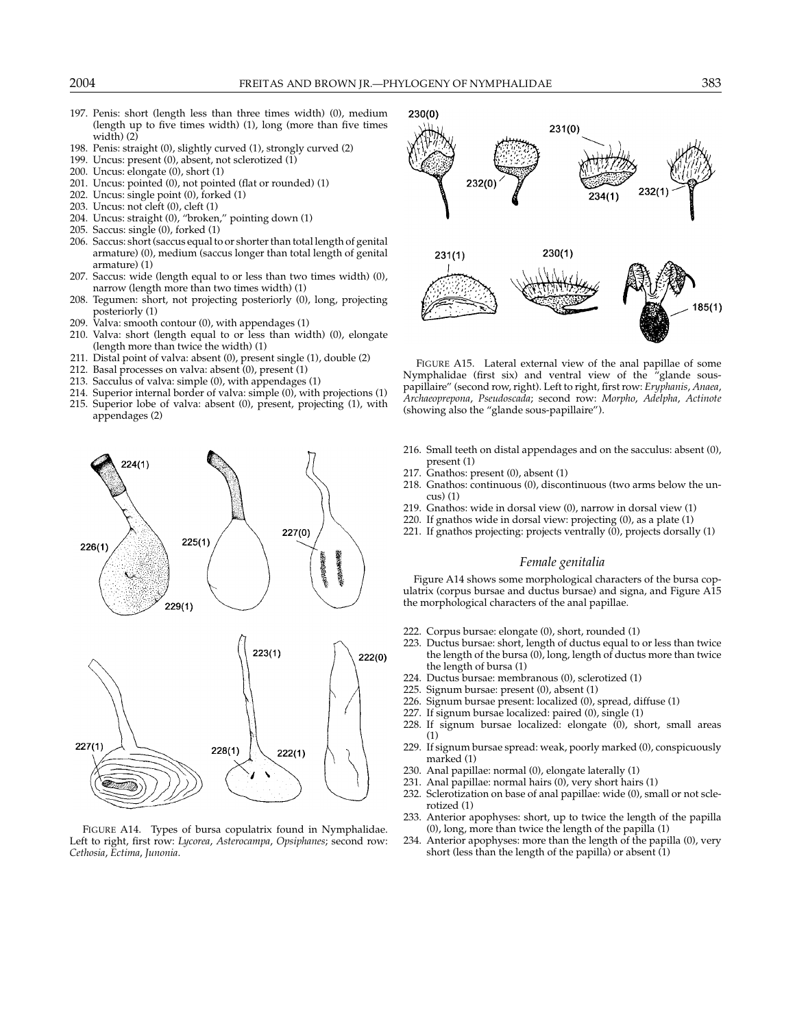197. Penis: short (length less than three times width) (0), medium (length up to five times width) (1), long (more than five times width) (2)
198. Penis: straight (0), slightly curved (1), strongly curved (2)
199. Uncus: present (0), absent, not sclerotized (1)
200. Uncus: elongate (0), short (1)
201. Uncus: pointed (0), not pointed (flat or rounded) (1)
202. Uncus: single point (0), forked (1)
203. Uncus: not cleft (0), cleft (1)
204. Uncus: straight (0), "broken," pointing down (1)
205. Saccus: single (0), forked (1)
206. Saccus: short (saccus equal to or shorter than total length of genital armature) (0), medium (saccus longer than total length of genital armature) (1)
207. Saccus: wide (length equal to or less than two times width) (0), narrow (length more than two times width) (1)
208. Tegumen: short, not projecting posteriorly (0), long, projecting posteriorly (1)
209. Valva: smooth contour (0), with appendages (1)
210. Valva: short (length equal to or less than width) (0), elongate (length more than twice the width) (1)
211. Distal point of valva: absent (0), present single (1), double (2)
212. Basal processes on valva: absent (0), present (1)
213. Sacculus of valva: simple (0), with appendages (1)
214. Superior internal border of valva: simple (0), with projections (1)
215. Superior lobe of valva: absent (0), present, projecting (1), with appendages (2)

224(1)
226(1)
225(1)
227(0)
229(1)
223(1)
222(0)
227(1)
228(1)
222(1)

FIGURE A14. Types of bursa copulatrix found in Nymphalidae. Left to right, first row: *Lycorea*, *Asterocampa*, *Opsiphanes*; second row: *Cethosia*, *Ectima*, *Junonia*.

230(0)
231(0)
232(0)
234(1)
232(1)
231(1)
230(1)
185(1)

FIGURE A15. Lateral external view of the anal papillae of some Nymphalidae (first six) and ventral view of the "glande sous-papillaire" (second row, right). Left to right, first row: *Eryphanis*, *Anaea*, *Archaeoprepona*, *Pseudoscada*; second row: *Morpho*, *Adelpha*, *Actinote* (showing also the "glande sous-papillaire").

216. Small teeth on distal appendages and on the sacculus: absent (0), present (1)
217. Gnathos: present (0), absent (1)
218. Gnathos: continuous (0), discontinuous (two arms below the uncus) (1)
219. Gnathos: wide in dorsal view (0), narrow in dorsal view (1)
220. If gnathos wide in dorsal view: projecting (0), as a plate (1)
221. If gnathos projecting: projects ventrally (0), projects dorsally (1)

### *Female genitalia*

Figure A14 shows some morphological characters of the bursa copulatrix (corpus bursae and ductus bursae) and signa, and Figure A15 the morphological characters of the anal papillae.

222. Corpus bursae: elongate (0), short, rounded (1)
223. Ductus bursae: short, length of ductus equal to or less than twice the length of the bursa (0), long, length of ductus more than twice the length of bursa (1)
224. Ductus bursae: membranous (0), sclerotized (1)
225. Signum bursae: present (0), absent (1)
226. Signum bursae present: localized (0), spread, diffuse (1)
227. If signum bursae localized: paired (0), single (1)
228. If signum bursae localized: elongate (0), short, small areas (1)
229. If signum bursae spread: weak, poorly marked (0), conspicuously marked (1)
230. Anal papillae: normal (0), elongate laterally (1)
231. Anal papillae: normal hairs (0), very short hairs (1)
232. Sclerotization on base of anal papillae: wide (0), small or not sclerotized (1)
233. Anterior apophyses: short, up to twice the length of the papilla (0), long, more than twice the length of the papilla (1)
234. Anterior apophyses: more than the length of the papilla (0), very short (less than the length of the papilla) or absent (1)